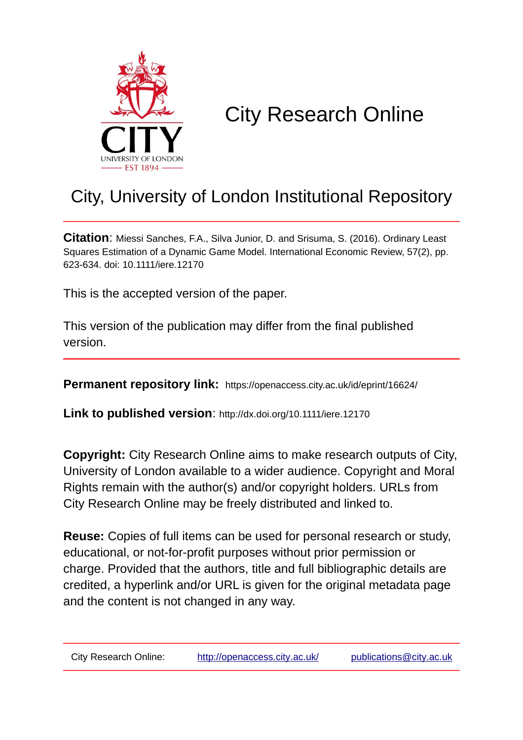# City Research Online

## City, University of London Institutional Repository

**Citation**: Miessi Sanches, F.A., Silva Junior, D. and Srisuma, S. (2016). Ordinary Least Squares Estimation of a Dynamic Game Model. International Economic Review, 57(2), pp. 623-634. doi: 10.1111/iere.12170

This is the accepted version of the paper.

This version of the publication may differ from the final published version.

**Permanent repository link:** https://openaccess.city.ac.uk/id/eprint/16624/

**Link to published version**: http://dx.doi.org/10.1111/iere.12170

**Copyright:** City Research Online aims to make research outputs of City, University of London available to a wider audience. Copyright and Moral Rights remain with the author(s) and/or copyright holders. URLs from City Research Online may be freely distributed and linked to.

**Reuse:** Copies of full items can be used for personal research or study, educational, or not-for-profit purposes without prior permission or charge. Provided that the authors, title and full bibliographic details are credited, a hyperlink and/or URL is given for the original metadata page and the content is not changed in any way.

City Research Online: http://openaccess.city.ac.uk/ publications@city.ac.uk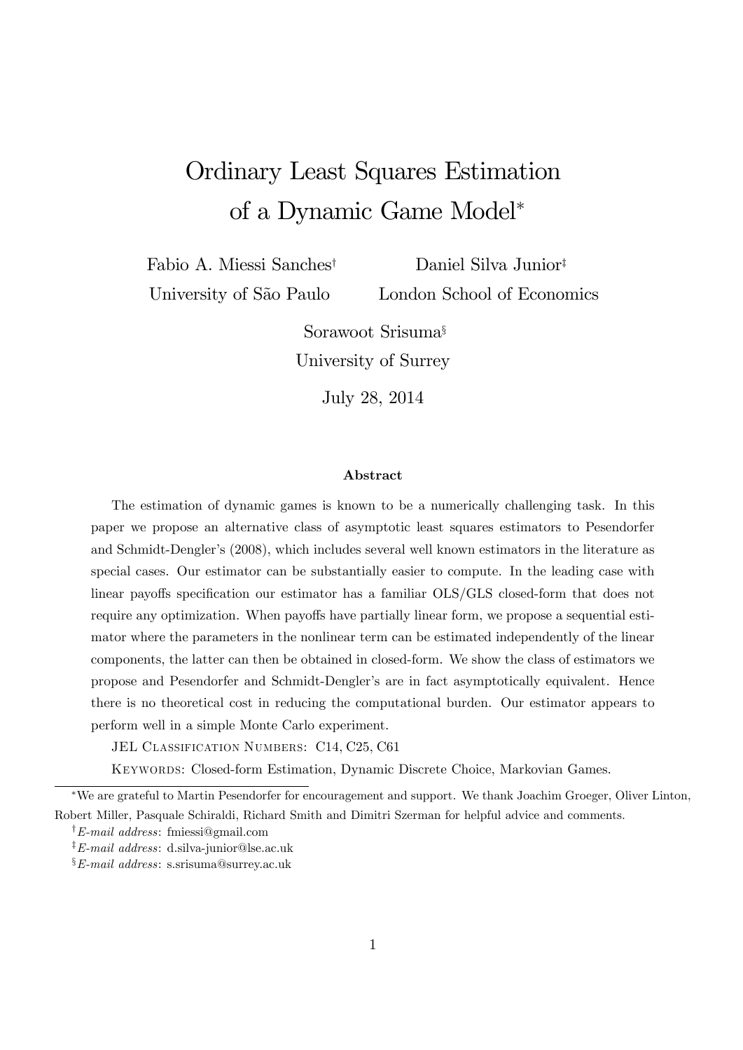# Ordinary Least Squares Estimation of a Dynamic Game Model*

Fabio A. Miessi Sanches[†]
University of São Paulo

Daniel Silva Junior[‡]
London School of Economics

Sorawoot Srisuma[§]
University of Surrey

July 28, 2014

### Abstract

The estimation of dynamic games is known to be a numerically challenging task. In this paper we propose an alternative class of asymptotic least squares estimators to Pesendorfer and Schmidt-Dengler's (2008), which includes several well known estimators in the literature as special cases. Our estimator can be substantially easier to compute. In the leading case with linear payoffs specification our estimator has a familiar OLS/GLS closed-form that does not require any optimization. When payoffs have partially linear form, we propose a sequential estimator where the parameters in the nonlinear term can be estimated independently of the linear components, the latter can then be obtained in closed-form. We show the class of estimators we propose and Pesendorfer and Schmidt-Dengler's are in fact asymptotically equivalent. Hence there is no theoretical cost in reducing the computational burden. Our estimator appears to perform well in a simple Monte Carlo experiment.

JEL Classification Numbers: C14, C25, C61

Keywords: Closed-form Estimation, Dynamic Discrete Choice, Markovian Games.

---

*We are grateful to Martin Pesendorfer for encouragement and support. We thank Joachim Groeger, Oliver Linton, Robert Miller, Pasquale Schiraldi, Richard Smith and Dimitri Szerman for helpful advice and comments.

[†] *E-mail address*: fmiessi@gmail.com

[‡] *E-mail address*: d.silva-junior@lse.ac.uk

[§] *E-mail address*: s.srisuma@surrey.ac.uk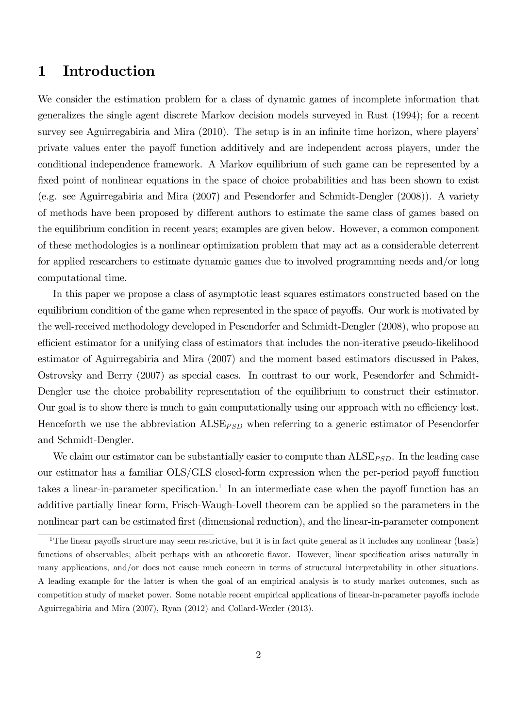# 1 Introduction

We consider the estimation problem for a class of dynamic games of incomplete information that generalizes the single agent discrete Markov decision models surveyed in Rust (1994); for a recent survey see Aguirregabiria and Mira (2010). The setup is in an infinite time horizon, where players' private values enter the payoff function additively and are independent across players, under the conditional independence framework. A Markov equilibrium of such game can be represented by a fixed point of nonlinear equations in the space of choice probabilities and has been shown to exist (e.g. see Aguirregabiria and Mira (2007) and Pesendorfer and Schmidt-Dengler (2008)). A variety of methods have been proposed by different authors to estimate the same class of games based on the equilibrium condition in recent years; examples are given below. However, a common component of these methodologies is a nonlinear optimization problem that may act as a considerable deterrent for applied researchers to estimate dynamic games due to involved programming needs and/or long computational time.

In this paper we propose a class of asymptotic least squares estimators constructed based on the equilibrium condition of the game when represented in the space of payoffs. Our work is motivated by the well-received methodology developed in Pesendorfer and Schmidt-Dengler (2008), who propose an efficient estimator for a unifying class of estimators that includes the non-iterative pseudo-likelihood estimator of Aguirregabiria and Mira (2007) and the moment based estimators discussed in Pakes, Ostrovsky and Berry (2007) as special cases. In contrast to our work, Pesendorfer and Schmidt-Dengler use the choice probability representation of the equilibrium to construct their estimator. Our goal is to show there is much to gain computationally using our approach with no efficiency lost. Henceforth we use the abbreviation $\text{ALSE}_{PSD}$ when referring to a generic estimator of Pesendorfer and Schmidt-Dengler.

We claim our estimator can be substantially easier to compute than $\text{ALSE}_{PSD}$. In the leading case our estimator has a familiar OLS/GLS closed-form expression when the per-period payoff function takes a linear-in-parameter specification.[1] In an intermediate case when the payoff function has an additive partially linear form, Frisch-Waugh-Lovell theorem can be applied so the parameters in the nonlinear part can be estimated first (dimensional reduction), and the linear-in-parameter component

[1] The linear payoffs structure may seem restrictive, but it is in fact quite general as it includes any nonlinear (basis) functions of observables; albeit perhaps with an atheoretic flavor. However, linear specification arises naturally in many applications, and/or does not cause much concern in terms of structural interpretability in other situations. A leading example for the latter is when the goal of an empirical analysis is to study market outcomes, such as competition study of market power. Some notable recent empirical applications of linear-in-parameter payoffs include Aguirregabiria and Mira (2007), Ryan (2012) and Collard-Wexler (2013).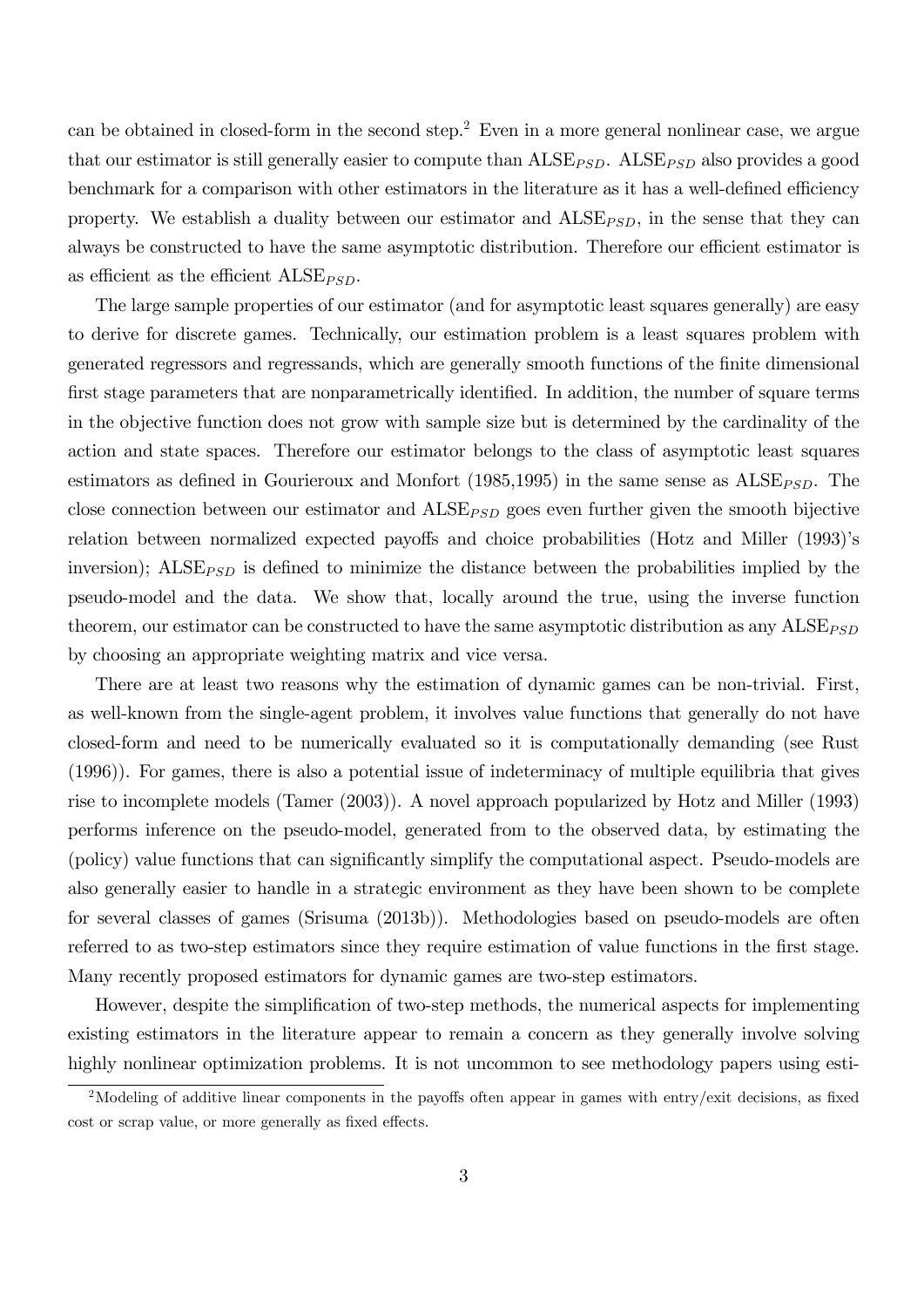can be obtained in closed-form in the second step.[2] Even in a more general nonlinear case, we argue that our estimator is still generally easier to compute than $\text{ALSE}_{PSD}$. $\text{ALSE}_{PSD}$ also provides a good benchmark for a comparison with other estimators in the literature as it has a well-defined efficiency property. We establish a duality between our estimator and $\text{ALSE}_{PSD}$, in the sense that they can always be constructed to have the same asymptotic distribution. Therefore our efficient estimator is as efficient as the efficient $\text{ALSE}_{PSD}$.

The large sample properties of our estimator (and for asymptotic least squares generally) are easy to derive for discrete games. Technically, our estimation problem is a least squares problem with generated regressors and regressands, which are generally smooth functions of the finite dimensional first stage parameters that are nonparametrically identified. In addition, the number of square terms in the objective function does not grow with sample size but is determined by the cardinality of the action and state spaces. Therefore our estimator belongs to the class of asymptotic least squares estimators as defined in Gourieroux and Monfort (1985,1995) in the same sense as $\text{ALSE}_{PSD}$. The close connection between our estimator and $\text{ALSE}_{PSD}$ goes even further given the smooth bijective relation between normalized expected payoffs and choice probabilities (Hotz and Miller (1993)'s inversion); $\text{ALSE}_{PSD}$ is defined to minimize the distance between the probabilities implied by the pseudo-model and the data. We show that, locally around the true, using the inverse function theorem, our estimator can be constructed to have the same asymptotic distribution as any $\text{ALSE}_{PSD}$ by choosing an appropriate weighting matrix and vice versa.

There are at least two reasons why the estimation of dynamic games can be non-trivial. First, as well-known from the single-agent problem, it involves value functions that generally do not have closed-form and need to be numerically evaluated so it is computationally demanding (see Rust (1996)). For games, there is also a potential issue of indeterminacy of multiple equilibria that gives rise to incomplete models (Tamer (2003)). A novel approach popularized by Hotz and Miller (1993) performs inference on the pseudo-model, generated from to the observed data, by estimating the (policy) value functions that can significantly simplify the computational aspect. Pseudo-models are also generally easier to handle in a strategic environment as they have been shown to be complete for several classes of games (Srisuma (2013b)). Methodologies based on pseudo-models are often referred to as two-step estimators since they require estimation of value functions in the first stage. Many recently proposed estimators for dynamic games are two-step estimators.

However, despite the simplification of two-step methods, the numerical aspects for implementing existing estimators in the literature appear to remain a concern as they generally involve solving highly nonlinear optimization problems. It is not uncommon to see methodology papers using esti-

[2] Modeling of additive linear components in the payoffs often appear in games with entry/exit decisions, as fixed cost or scrap value, or more generally as fixed effects.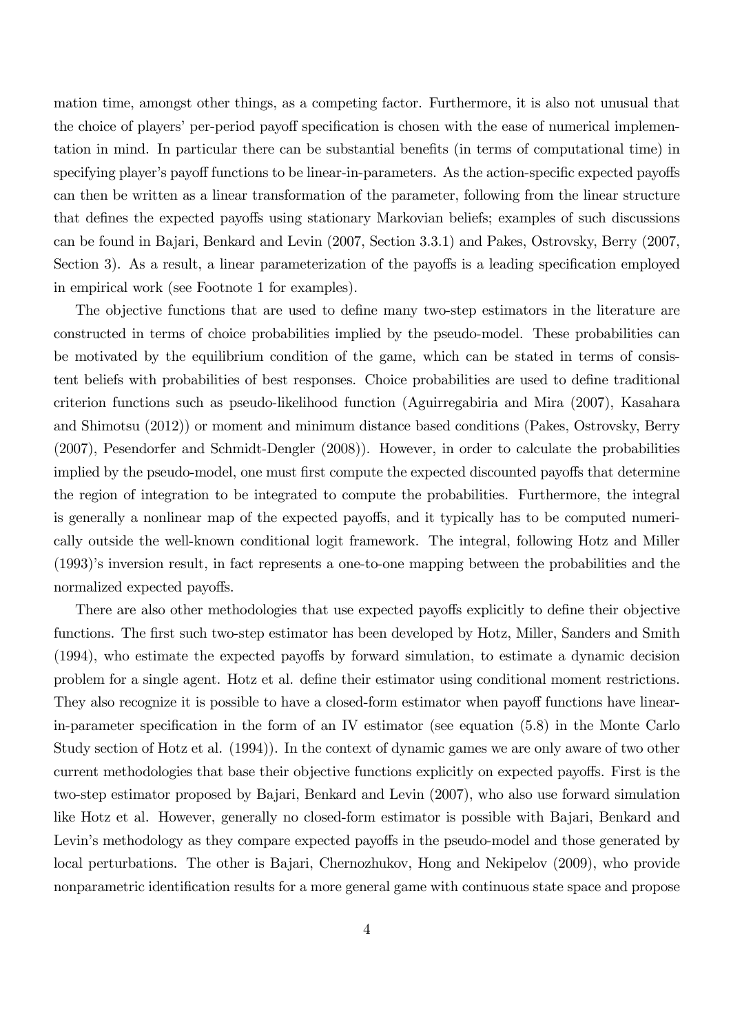mation time, amongst other things, as a competing factor. Furthermore, it is also not unusual that the choice of players' per-period payoff specification is chosen with the ease of numerical implementation in mind. In particular there can be substantial benefits (in terms of computational time) in specifying player's payoff functions to be linear-in-parameters. As the action-specific expected payoffs can then be written as a linear transformation of the parameter, following from the linear structure that defines the expected payoffs using stationary Markovian beliefs; examples of such discussions can be found in Bajari, Benkard and Levin (2007, Section 3.3.1) and Pakes, Ostrovsky, Berry (2007, Section 3). As a result, a linear parameterization of the payoffs is a leading specification employed in empirical work (see Footnote 1 for examples).

The objective functions that are used to define many two-step estimators in the literature are constructed in terms of choice probabilities implied by the pseudo-model. These probabilities can be motivated by the equilibrium condition of the game, which can be stated in terms of consistent beliefs with probabilities of best responses. Choice probabilities are used to define traditional criterion functions such as pseudo-likelihood function (Aguirregabiria and Mira (2007), Kasahara and Shimotsu (2012)) or moment and minimum distance based conditions (Pakes, Ostrovsky, Berry (2007), Pesendorfer and Schmidt-Dengler (2008)). However, in order to calculate the probabilities implied by the pseudo-model, one must first compute the expected discounted payoffs that determine the region of integration to be integrated to compute the probabilities. Furthermore, the integral is generally a nonlinear map of the expected payoffs, and it typically has to be computed numerically outside the well-known conditional logit framework. The integral, following Hotz and Miller (1993)'s inversion result, in fact represents a one-to-one mapping between the probabilities and the normalized expected payoffs.

There are also other methodologies that use expected payoffs explicitly to define their objective functions. The first such two-step estimator has been developed by Hotz, Miller, Sanders and Smith (1994), who estimate the expected payoffs by forward simulation, to estimate a dynamic decision problem for a single agent. Hotz et al. define their estimator using conditional moment restrictions. They also recognize it is possible to have a closed-form estimator when payoff functions have linear-in-parameter specification in the form of an IV estimator (see equation (5.8) in the Monte Carlo Study section of Hotz et al. (1994)). In the context of dynamic games we are only aware of two other current methodologies that base their objective functions explicitly on expected payoffs. First is the two-step estimator proposed by Bajari, Benkard and Levin (2007), who also use forward simulation like Hotz et al. However, generally no closed-form estimator is possible with Bajari, Benkard and Levin's methodology as they compare expected payoffs in the pseudo-model and those generated by local perturbations. The other is Bajari, Chernozhukov, Hong and Nekipelov (2009), who provide nonparametric identification results for a more general game with continuous state space and propose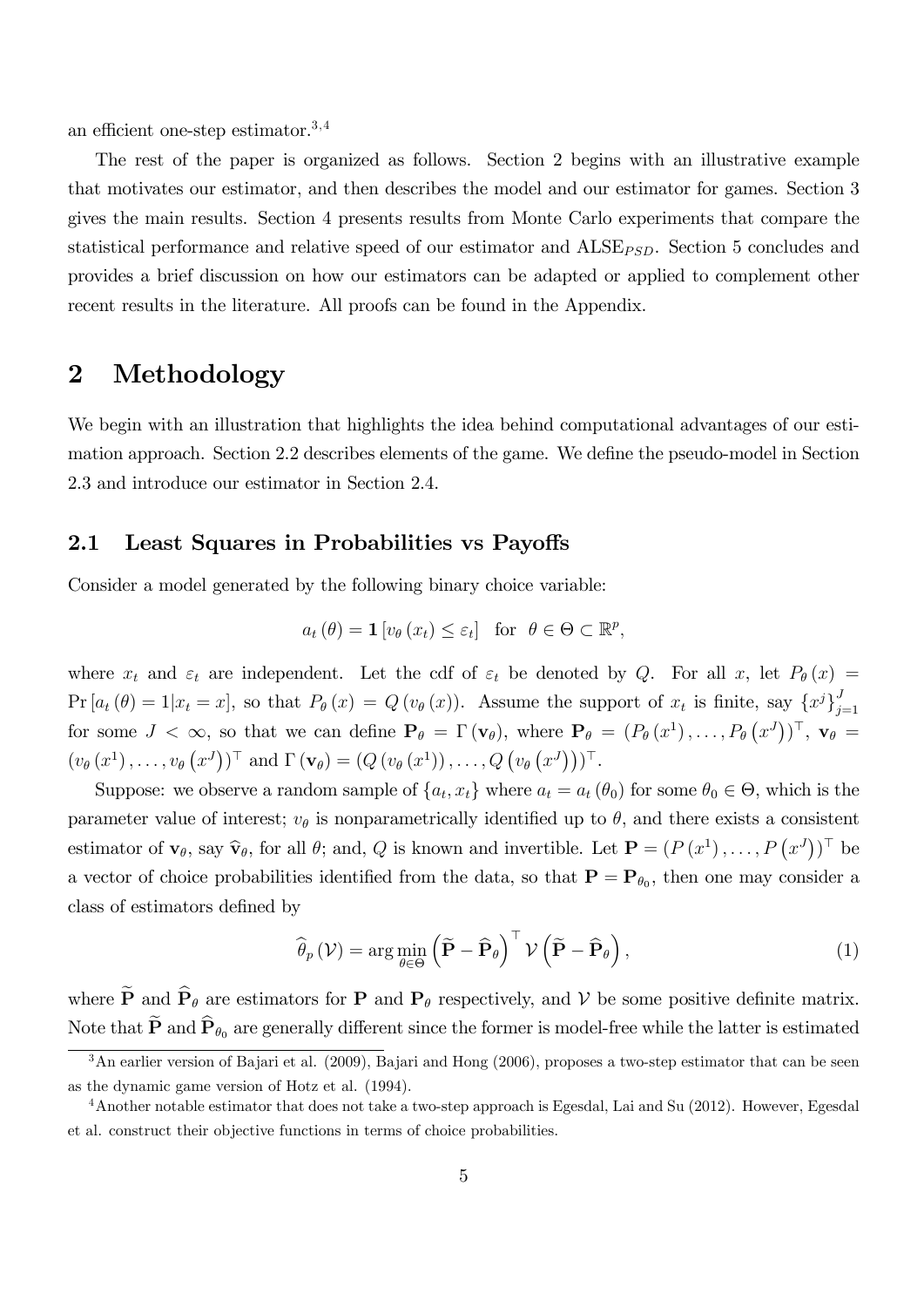an efficient one-step estimator.[3,4]

The rest of the paper is organized as follows. Section 2 begins with an illustrative example that motivates our estimator, and then describes the model and our estimator for games. Section 3 gives the main results. Section 4 presents results from Monte Carlo experiments that compare the statistical performance and relative speed of our estimator and $\text{ALSE}_{PSD}$. Section 5 concludes and provides a brief discussion on how our estimators can be adapted or applied to complement other recent results in the literature. All proofs can be found in the Appendix.

# 2 Methodology

We begin with an illustration that highlights the idea behind computational advantages of our estimation approach. Section 2.2 describes elements of the game. We define the pseudo-model in Section 2.3 and introduce our estimator in Section 2.4.

## 2.1 Least Squares in Probabilities vs Payoffs

Consider a model generated by the following binary choice variable:

$$a_t(\theta) = \mathbf{1}\left[v_\theta(x_t) \le \varepsilon_t\right] \quad \text{for} \quad \theta \in \Theta \subset \mathbb{R}^p,$$

where $x_t$ and $\varepsilon_t$ are independent. Let the cdf of $\varepsilon_t$ be denoted by $Q$. For all $x$, let $P_\theta(x) = \Pr\left[a_t(\theta) = 1 | x_t = x\right]$, so that $P_\theta(x) = Q(v_\theta(x))$. Assume the support of $x_t$ is finite, say $\{x^j\}_{j=1}^J$ for some $J < \infty$, so that we can define $\mathbf{P}_\theta = \Gamma(\mathbf{v}_\theta)$, where $\mathbf{P}_\theta = (P_\theta(x^1), \ldots, P_\theta(x^J))^\top$, $\mathbf{v}_\theta = (v_\theta(x^1), \ldots, v_\theta(x^J))^\top$ and $\Gamma(\mathbf{v}_\theta) = (Q(v_\theta(x^1)), \ldots, Q(v_\theta(x^J)))^\top$.

Suppose: we observe a random sample of $\{a_t, x_t\}$ where $a_t = a_t(\theta_0)$ for some $\theta_0 \in \Theta$, which is the parameter value of interest; $v_\theta$ is nonparametrically identified up to $\theta$, and there exists a consistent estimator of $\mathbf{v}_\theta$, say $\widehat{\mathbf{v}}_\theta$, for all $\theta$; and, $Q$ is known and invertible. Let $\mathbf{P} = (P(x^1), \ldots, P(x^J))^\top$ be a vector of choice probabilities identified from the data, so that $\mathbf{P} = \mathbf{P}_{\theta_0}$, then one may consider a class of estimators defined by

$$\widehat{\theta}_p(\mathcal{V}) = \arg\min_{\theta \in \Theta} \left(\widetilde{\mathbf{P}} - \widehat{\mathbf{P}}_\theta\right)^\top \mathcal{V} \left(\widetilde{\mathbf{P}} - \widehat{\mathbf{P}}_\theta\right), \tag{1}$$

where $\widetilde{\mathbf{P}}$ and $\widehat{\mathbf{P}}_\theta$ are estimators for $\mathbf{P}$ and $\mathbf{P}_\theta$ respectively, and $\mathcal{V}$ be some positive definite matrix. Note that $\widetilde{\mathbf{P}}$ and $\widehat{\mathbf{P}}_{\theta_0}$ are generally different since the former is model-free while the latter is estimated

---

[3] An earlier version of Bajari et al. (2009), Bajari and Hong (2006), proposes a two-step estimator that can be seen as the dynamic game version of Hotz et al. (1994).

[4] Another notable estimator that does not take a two-step approach is Egesdal, Lai and Su (2012). However, Egesdal et al. construct their objective functions in terms of choice probabilities.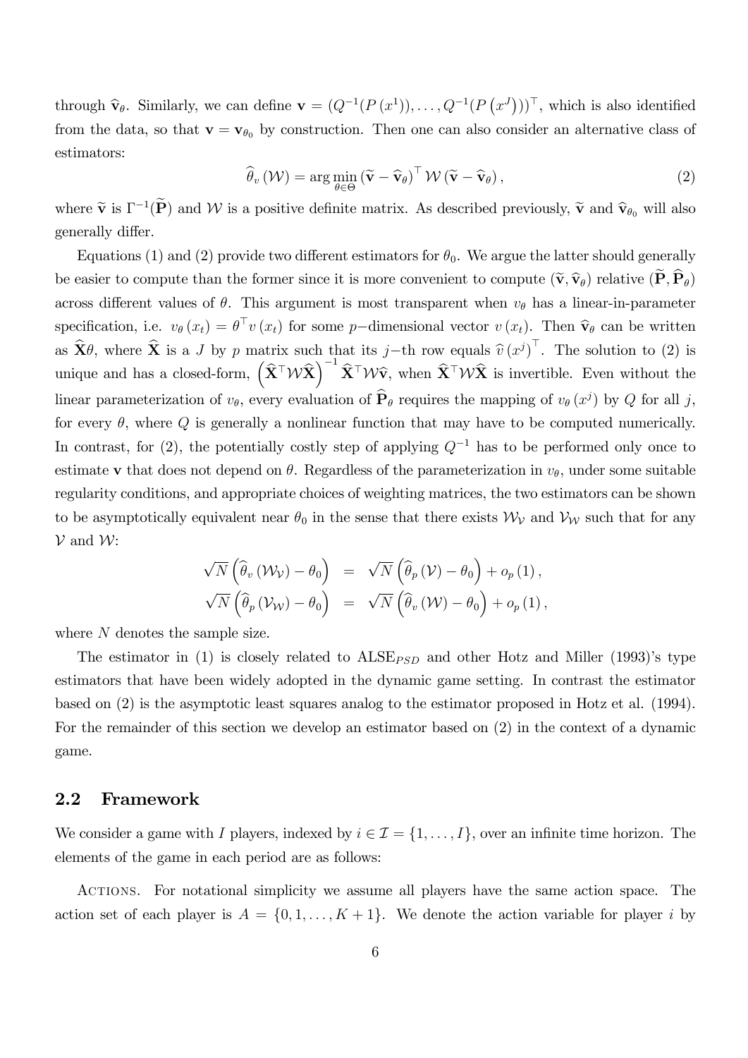through $\widehat{\mathbf{v}}_\theta$. Similarly, we can define $\mathbf{v} = (Q^{-1}(P(x^1)), \ldots, Q^{-1}(P(x^J)))^\top$, which is also identified from the data, so that $\mathbf{v} = \mathbf{v}_{\theta_0}$ by construction. Then one can also consider an alternative class of estimators:

$$\widehat{\theta}_v(\mathcal{W}) = \arg\min_{\theta \in \Theta} (\widetilde{\mathbf{v}} - \widehat{\mathbf{v}}_\theta)^\top \mathcal{W} (\widetilde{\mathbf{v}} - \widehat{\mathbf{v}}_\theta), \tag{2}$$

where $\widetilde{\mathbf{v}}$ is $\Gamma^{-1}(\widetilde{\mathbf{P}})$ and $\mathcal{W}$ is a positive definite matrix. As described previously, $\widetilde{\mathbf{v}}$ and $\widehat{\mathbf{v}}_{\theta_0}$ will also generally differ.

Equations (1) and (2) provide two different estimators for $\theta_0$. We argue the latter should generally be easier to compute than the former since it is more convenient to compute $(\widetilde{\mathbf{v}}, \widehat{\mathbf{v}}_\theta)$ relative $(\widetilde{\mathbf{P}}, \widehat{\mathbf{P}}_\theta)$ across different values of $\theta$. This argument is most transparent when $v_\theta$ has a linear-in-parameter specification, i.e. $v_\theta(x_t) = \theta^\top v(x_t)$ for some $p-$dimensional vector $v(x_t)$. Then $\widehat{\mathbf{v}}_\theta$ can be written as $\widehat{\mathbf{X}}\theta$, where $\widehat{\mathbf{X}}$ is a $J$ by $p$ matrix such that its $j-$th row equals $\widehat{v}(x^j)^\top$. The solution to (2) is unique and has a closed-form, $\left(\widehat{\mathbf{X}}^\top \mathcal{W} \widehat{\mathbf{X}}\right)^{-1} \widehat{\mathbf{X}}^\top \mathcal{W} \widehat{\mathbf{v}}$, when $\widehat{\mathbf{X}}^\top \mathcal{W} \widehat{\mathbf{X}}$ is invertible. Even without the linear parameterization of $v_\theta$, every evaluation of $\widehat{\mathbf{P}}_\theta$ requires the mapping of $v_\theta(x^j)$ by $Q$ for all $j$, for every $\theta$, where $Q$ is generally a nonlinear function that may have to be computed numerically. In contrast, for (2), the potentially costly step of applying $Q^{-1}$ has to be performed only once to estimate $\mathbf{v}$ that does not depend on $\theta$. Regardless of the parameterization in $v_\theta$, under some suitable regularity conditions, and appropriate choices of weighting matrices, the two estimators can be shown to be asymptotically equivalent near $\theta_0$ in the sense that there exists $\mathcal{W}_\mathcal{V}$ and $\mathcal{V}_\mathcal{W}$ such that for any $\mathcal{V}$ and $\mathcal{W}$:

$$\begin{aligned}
\sqrt{N}\left(\widehat{\theta}_v(\mathcal{W}_\mathcal{V}) - \theta_0\right) &= \sqrt{N}\left(\widehat{\theta}_p(\mathcal{V}) - \theta_0\right) + o_p(1), \\
\sqrt{N}\left(\widehat{\theta}_p(\mathcal{V}_\mathcal{W}) - \theta_0\right) &= \sqrt{N}\left(\widehat{\theta}_v(\mathcal{W}) - \theta_0\right) + o_p(1),
\end{aligned}$$

where $N$ denotes the sample size.

The estimator in (1) is closely related to ALSE$_{PSD}$ and other Hotz and Miller (1993)'s type estimators that have been widely adopted in the dynamic game setting. In contrast the estimator based on (2) is the asymptotic least squares analog to the estimator proposed in Hotz et al. (1994). For the remainder of this section we develop an estimator based on (2) in the context of a dynamic game.

## 2.2 Framework

We consider a game with $I$ players, indexed by $i \in \mathcal{I} = \{1, \ldots, I\}$, over an infinite time horizon. The elements of the game in each period are as follows:

Actions. For notational simplicity we assume all players have the same action space. The action set of each player is $A = \{0, 1, \ldots, K+1\}$. We denote the action variable for player $i$ by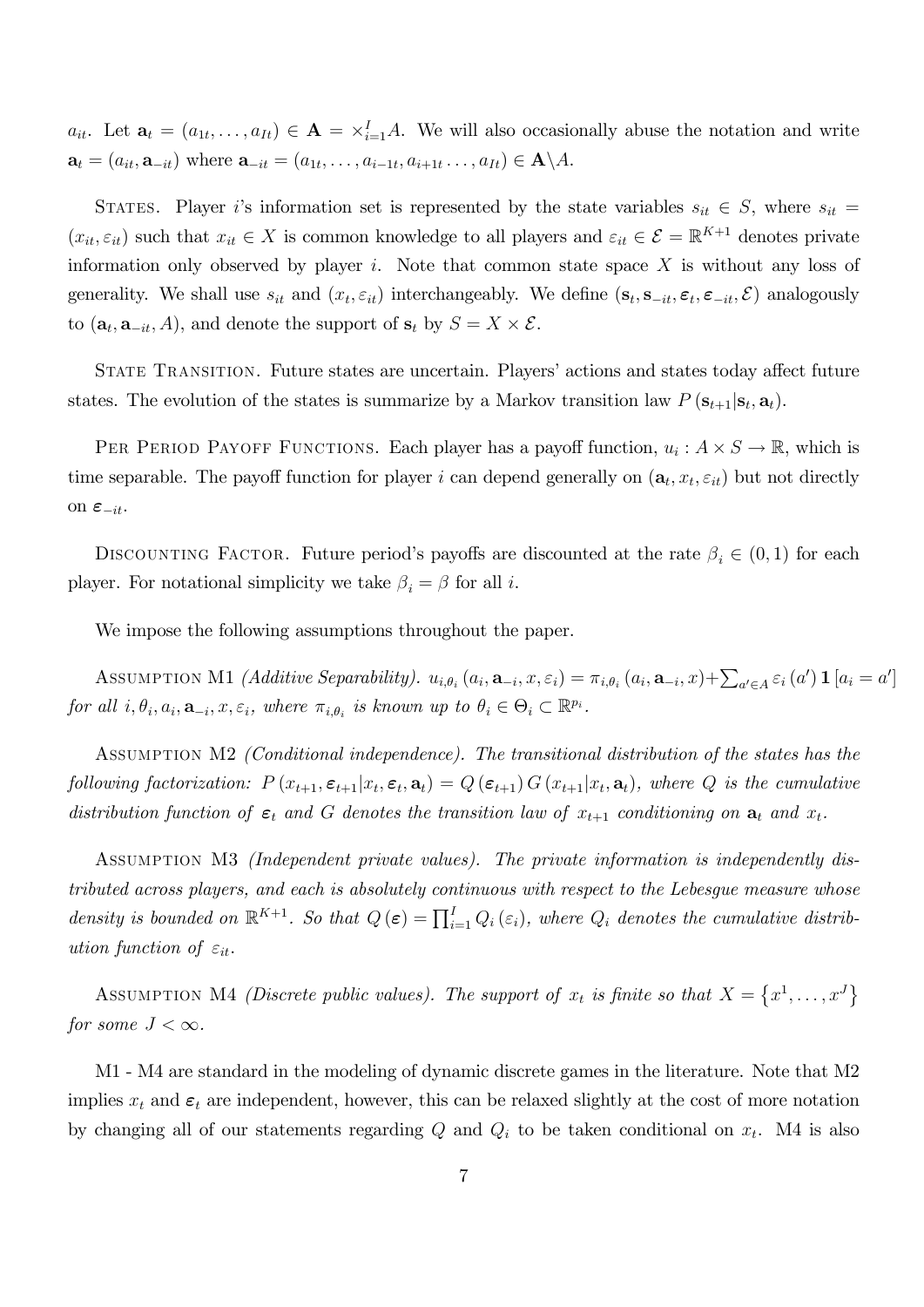$a_{it}$. Let $\mathbf{a}_t = (a_{1t}, \ldots, a_{It}) \in \mathbf{A} = \times_{i=1}^{I} A$. We will also occasionally abuse the notation and write $\mathbf{a}_t = (a_{it}, \mathbf{a}_{-it})$ where $\mathbf{a}_{-it} = (a_{1t}, \ldots, a_{i-1t}, a_{i+1t} \ldots, a_{It}) \in \mathbf{A} \backslash A$.

States. Player $i$'s information set is represented by the state variables $s_{it} \in S$, where $s_{it} = (x_{it}, \varepsilon_{it})$ such that $x_{it} \in X$ is common knowledge to all players and $\varepsilon_{it} \in \mathcal{E} = \mathbb{R}^{K+1}$ denotes private information only observed by player $i$. Note that common state space $X$ is without any loss of generality. We shall use $s_{it}$ and $(x_t, \varepsilon_{it})$ interchangeably. We define $(\mathbf{s}_t, \mathbf{s}_{-it}, \boldsymbol{\varepsilon}_t, \boldsymbol{\varepsilon}_{-it}, \mathcal{E})$ analogously to $(\mathbf{a}_t, \mathbf{a}_{-it}, A)$, and denote the support of $\mathbf{s}_t$ by $S = X \times \mathcal{E}$.

State Transition. Future states are uncertain. Players' actions and states today affect future states. The evolution of the states is summarize by a Markov transition law $P(\mathbf{s}_{t+1}|\mathbf{s}_t, \mathbf{a}_t)$.

Per Period Payoff Functions. Each player has a payoff function, $u_i : A \times S \rightarrow \mathbb{R}$, which is time separable. The payoff function for player $i$ can depend generally on $(\mathbf{a}_t, x_t, \varepsilon_{it})$ but not directly on $\boldsymbol{\varepsilon}_{-it}$.

Discounting Factor. Future period's payoffs are discounted at the rate $\beta_i \in (0, 1)$ for each player. For notational simplicity we take $\beta_i = \beta$ for all $i$.

We impose the following assumptions throughout the paper.

Assumption M1 *(Additive Separability).* $u_{i,\theta_i}(a_i, \mathbf{a}_{-i}, x, \varepsilon_i) = \pi_{i,\theta_i}(a_i, \mathbf{a}_{-i}, x) + \sum_{a' \in A} \varepsilon_i(a') \mathbf{1}[a_i = a']$ *for all* $i, \theta_i, a_i, \mathbf{a}_{-i}, x, \varepsilon_i$, *where* $\pi_{i,\theta_i}$ *is known up to* $\theta_i \in \Theta_i \subset \mathbb{R}^{p_i}$.

Assumption M2 *(Conditional independence). The transitional distribution of the states has the following factorization:* $P(x_{t+1}, \boldsymbol{\varepsilon}_{t+1}|x_t, \boldsymbol{\varepsilon}_t, \mathbf{a}_t) = Q(\boldsymbol{\varepsilon}_{t+1}) G(x_{t+1}|x_t, \mathbf{a}_t)$, *where* $Q$ *is the cumulative distribution function of* $\boldsymbol{\varepsilon}_t$ *and* $G$ *denotes the transition law of* $x_{t+1}$ *conditioning on* $\mathbf{a}_t$ *and* $x_t$.

Assumption M3 *(Independent private values). The private information is independently distributed across players, and each is absolutely continuous with respect to the Lebesgue measure whose density is bounded on* $\mathbb{R}^{K+1}$. *So that* $Q(\boldsymbol{\varepsilon}) = \prod_{i=1}^{I} Q_i(\varepsilon_i)$, *where* $Q_i$ *denotes the cumulative distribution function of* $\varepsilon_{it}$.

Assumption M4 *(Discrete public values). The support of* $x_t$ *is finite so that* $X = \{x^1, \ldots, x^J\}$ *for some* $J < \infty$.

M1 - M4 are standard in the modeling of dynamic discrete games in the literature. Note that M2 implies $x_t$ and $\boldsymbol{\varepsilon}_t$ are independent, however, this can be relaxed slightly at the cost of more notation by changing all of our statements regarding $Q$ and $Q_i$ to be taken conditional on $x_t$. M4 is also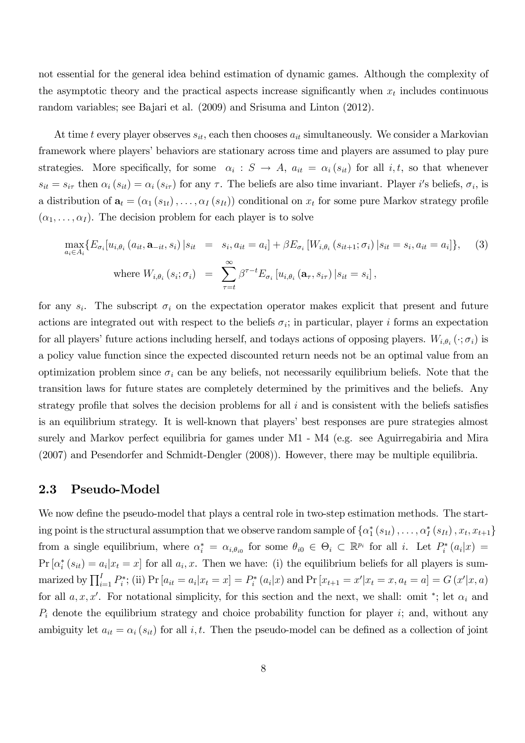not essential for the general idea behind estimation of dynamic games. Although the complexity of the asymptotic theory and the practical aspects increase significantly when $x_t$ includes continuous random variables; see Bajari et al. (2009) and Srisuma and Linton (2012).

At time $t$ every player observes $s_{it}$, each then chooses $a_{it}$ simultaneously. We consider a Markovian framework where players' behaviors are stationary across time and players are assumed to play pure strategies. More specifically, for some $\alpha_i : S \to A$, $a_{it} = \alpha_i(s_{it})$ for all $i, t$, so that whenever $s_{it} = s_{i\tau}$ then $\alpha_i(s_{it}) = \alpha_i(s_{i\tau})$ for any $\tau$. The beliefs are also time invariant. Player $i$'s beliefs, $\sigma_i$, is a distribution of $\mathbf{a}_t = (\alpha_1(s_{1t}), \ldots, \alpha_I(s_{It}))$ conditional on $x_t$ for some pure Markov strategy profile $(\alpha_1, \ldots, \alpha_I)$. The decision problem for each player is to solve

$$\max_{a_i \in A_i} \{E_{\sigma_i}[u_{i,\theta_i}(a_{it}, \mathbf{a}_{-it}, s_i) | s_{it} = s_i, a_{it} = a_i] + \beta E_{\sigma_i}[W_{i,\theta_i}(s_{it+1}; \sigma_i) | s_{it} = s_i, a_{it} = a_i]\}, \quad (3)$$
$$\text{where } W_{i,\theta_i}(s_i; \sigma_i) = \sum_{\tau=t}^{\infty} \beta^{\tau-t} E_{\sigma_i}[u_{i,\theta_i}(\mathbf{a}_\tau, s_{i\tau}) | s_{it} = s_i],$$

for any $s_i$. The subscript $\sigma_i$ on the expectation operator makes explicit that present and future actions are integrated out with respect to the beliefs $\sigma_i$; in particular, player $i$ forms an expectation for all players' future actions including herself, and todays actions of opposing players. $W_{i,\theta_i}(\cdot; \sigma_i)$ is a policy value function since the expected discounted return needs not be an optimal value from an optimization problem since $\sigma_i$ can be any beliefs, not necessarily equilibrium beliefs. Note that the transition laws for future states are completely determined by the primitives and the beliefs. Any strategy profile that solves the decision problems for all $i$ and is consistent with the beliefs satisfies is an equilibrium strategy. It is well-known that players' best responses are pure strategies almost surely and Markov perfect equilibria for games under M1 - M4 (e.g. see Aguirregabiria and Mira (2007) and Pesendorfer and Schmidt-Dengler (2008)). However, there may be multiple equilibria.

## 2.3 Pseudo-Model

We now define the pseudo-model that plays a central role in two-step estimation methods. The starting point is the structural assumption that we observe random sample of $\{\alpha_1^*(s_{1t}), \ldots, \alpha_I^*(s_{It}), x_t, x_{t+1}\}$ from a single equilibrium, where $\alpha_i^* = \alpha_{i,\theta_{i0}}$ for some $\theta_{i0} \in \Theta_i \subset \mathbb{R}^{p_i}$ for all $i$. Let $P_i^*(a_i|x) = \Pr[\alpha_i^*(s_{it}) = a_i | x_t = x]$ for all $a_i, x$. Then we have: (i) the equilibrium beliefs for all players is summarized by $\prod_{i=1}^I P_i^*$; (ii) $\Pr[a_{it} = a_i | x_t = x] = P_i^*(a_i|x)$ and $\Pr[x_{t+1} = x' | x_t = x, a_t = a] = G(x'|x, a)$ for all $a, x, x'$. For notational simplicity, for this section and the next, we shall: omit $^*$; let $\alpha_i$ and $P_i$ denote the equilibrium strategy and choice probability function for player $i$; and, without any ambiguity let $a_{it} = \alpha_i(s_{it})$ for all $i, t$. Then the pseudo-model can be defined as a collection of joint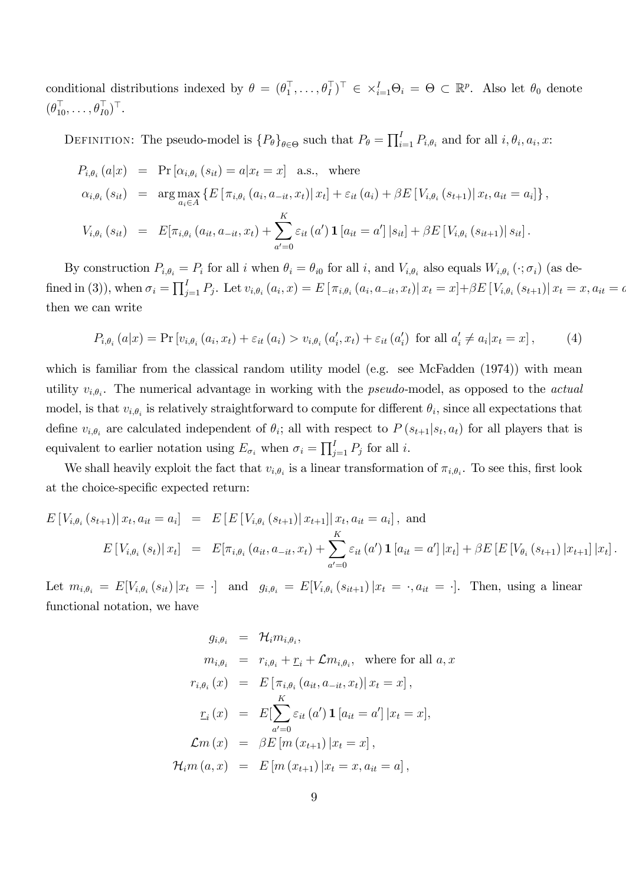conditional distributions indexed by $\theta = (\theta_1^\top, \ldots, \theta_I^\top)^\top \in \times_{i=1}^I \Theta_i = \Theta \subset \mathbb{R}^p$. Also let $\theta_0$ denote $(\theta_{10}^\top, \ldots, \theta_{I0}^\top)^\top$.

DEFINITION: The pseudo-model is $\{P_\theta\}_{\theta \in \Theta}$ such that $P_\theta = \prod_{i=1}^I P_{i,\theta_i}$ and for all $i, \theta_i, a_i, x$:

$$
\begin{aligned}
P_{i,\theta_i}(a|x) &= \Pr[\alpha_{i,\theta_i}(s_{it}) = a | x_t = x] \quad \text{a.s., where} \\
\alpha_{i,\theta_i}(s_{it}) &= \arg\max_{a_i \in A} \{E[\pi_{i,\theta_i}(a_i, a_{-it}, x_t) | x_t] + \varepsilon_{it}(a_i) + \beta E[V_{i,\theta_i}(s_{t+1}) | x_t, a_{it} = a_i]\}, \\
V_{i,\theta_i}(s_{it}) &= E[\pi_{i,\theta_i}(a_{it}, a_{-it}, x_t) + \sum_{a'=0}^K \varepsilon_{it}(a') \mathbf{1}[a_{it} = a'] | s_{it}] + \beta E[V_{i,\theta_i}(s_{it+1}) | s_{it}].
\end{aligned}
$$

By construction $P_{i,\theta_i} = P_i$ for all $i$ when $\theta_i = \theta_{i0}$ for all $i$, and $V_{i,\theta_i}$ also equals $W_{i,\theta_i}(\cdot; \sigma_i)$ (as defined in (3)), when $\sigma_i = \prod_{j=1}^I P_j$. Let $v_{i,\theta_i}(a_i, x) = E[\pi_{i,\theta_i}(a_i, a_{-it}, x_t) | x_t = x] + \beta E[V_{i,\theta_i}(s_{t+1}) | x_t = x, a_{it} = a$ then we can write

$$
P_{i,\theta_i}(a|x) = \Pr[v_{i,\theta_i}(a_i, x_t) + \varepsilon_{it}(a_i) > v_{i,\theta_i}(a_i', x_t) + \varepsilon_{it}(a_i') \text{ for all } a_i' \neq a_i | x_t = x], \tag{4}
$$

which is familiar from the classical random utility model (e.g. see McFadden (1974)) with mean utility $v_{i,\theta_i}$. The numerical advantage in working with the *pseudo*-model, as opposed to the *actual* model, is that $v_{i,\theta_i}$ is relatively straightforward to compute for different $\theta_i$, since all expectations that define $v_{i,\theta_i}$ are calculated independent of $\theta_i$; all with respect to $P(s_{t+1}|s_t, a_t)$ for all players that is equivalent to earlier notation using $E_{\sigma_i}$ when $\sigma_i = \prod_{j=1}^I P_j$ for all $i$.

We shall heavily exploit the fact that $v_{i,\theta_i}$ is a linear transformation of $\pi_{i,\theta_i}$. To see this, first look at the choice-specific expected return:

$$
\begin{aligned}
E[V_{i,\theta_i}(s_{t+1}) | x_t, a_{it} = a_i] &= E[E[V_{i,\theta_i}(s_{t+1}) | x_{t+1}] | x_t, a_{it} = a_i], \text{ and} \\
E[V_{i,\theta_i}(s_t) | x_t] &= E[\pi_{i,\theta_i}(a_{it}, a_{-it}, x_t) + \sum_{a'=0}^K \varepsilon_{it}(a') \mathbf{1}[a_{it} = a'] | x_t] + \beta E[E[V_{\theta_i}(s_{t+1}) | x_{t+1}] | x_t].
\end{aligned}
$$

Let $m_{i,\theta_i} = E[V_{i,\theta_i}(s_{it}) | x_t = \cdot]$ and $g_{i,\theta_i} = E[V_{i,\theta_i}(s_{it+1}) | x_t = \cdot, a_{it} = \cdot]$. Then, using a linear functional notation, we have

$$
\begin{aligned}
g_{i,\theta_i} &= \mathcal{H}_i m_{i,\theta_i}, \\
m_{i,\theta_i} &= r_{i,\theta_i} + \underline{r}_i + \mathcal{L} m_{i,\theta_i}, \quad \text{where for all } a, x \\
r_{i,\theta_i}(x) &= E[\pi_{i,\theta_i}(a_{it}, a_{-it}, x_t) | x_t = x], \\
\underline{r}_i(x) &= E[\sum_{a'=0}^K \varepsilon_{it}(a') \mathbf{1}[a_{it} = a'] | x_t = x], \\
\mathcal{L} m(x) &= \beta E[m(x_{t+1}) | x_t = x], \\
\mathcal{H}_i m(a, x) &= E[m(x_{t+1}) | x_t = x, a_{it} = a],
\end{aligned}
$$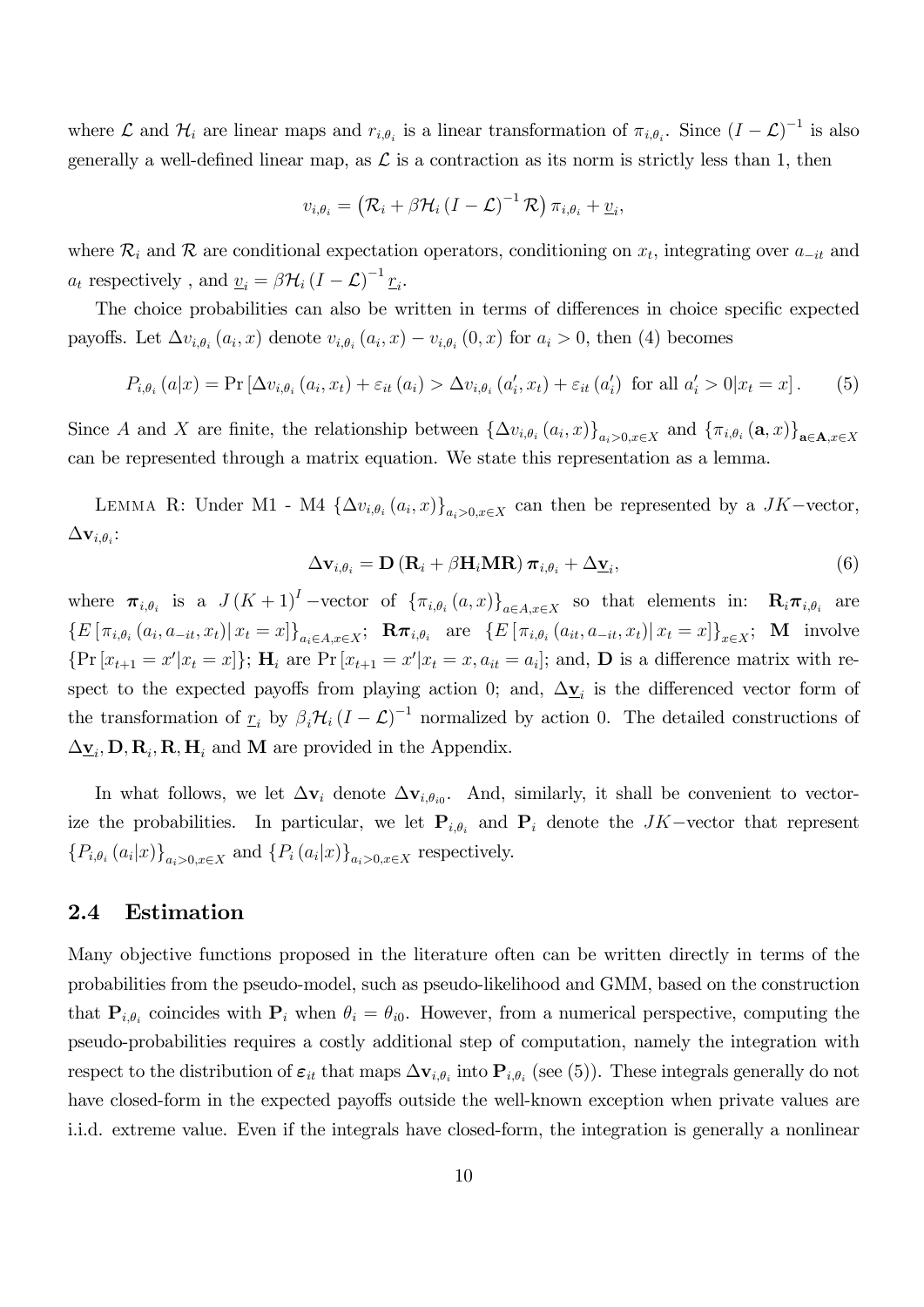where $\mathcal{L}$ and $\mathcal{H}_i$ are linear maps and $r_{i,\theta_i}$ is a linear transformation of $\pi_{i,\theta_i}$. Since $(I - \mathcal{L})^{-1}$ is also generally a well-defined linear map, as $\mathcal{L}$ is a contraction as its norm is strictly less than 1, then

$$v_{i,\theta_i} = \left(\mathcal{R}_i + \beta \mathcal{H}_i (I - \mathcal{L})^{-1} \mathcal{R}\right) \pi_{i,\theta_i} + \underline{v}_i,$$

where $\mathcal{R}_i$ and $\mathcal{R}$ are conditional expectation operators, conditioning on $x_t$, integrating over $a_{-it}$ and $a_t$ respectively , and $\underline{v}_i = \beta \mathcal{H}_i (I - \mathcal{L})^{-1} \underline{r}_i$.

The choice probabilities can also be written in terms of differences in choice specific expected payoffs. Let $\Delta v_{i,\theta_i}(a_i, x)$ denote $v_{i,\theta_i}(a_i, x) - v_{i,\theta_i}(0, x)$ for $a_i > 0$, then (4) becomes

$$P_{i,\theta_i}(a|x) = \Pr\left[\Delta v_{i,\theta_i}(a_i, x_t) + \varepsilon_{it}(a_i) > \Delta v_{i,\theta_i}(a_i', x_t) + \varepsilon_{it}(a_i') \text{ for all } a_i' > 0 | x_t = x\right]. \tag{5}$$

Since $A$ and $X$ are finite, the relationship between $\{\Delta v_{i,\theta_i}(a_i, x)\}_{a_i > 0, x \in X}$ and $\{\pi_{i,\theta_i}(\mathbf{a}, x)\}_{\mathbf{a} \in \mathbf{A}, x \in X}$ can be represented through a matrix equation. We state this representation as a lemma.

LEMMA R: Under M1 - M4 $\{\Delta v_{i,\theta_i}(a_i, x)\}_{a_i > 0, x \in X}$ can then be represented by a $JK-$vector, $\Delta \mathbf{v}_{i,\theta_i}$:

$$\Delta \mathbf{v}_{i,\theta_i} = \mathbf{D}\left(\mathbf{R}_i + \beta \mathbf{H}_i \mathbf{M} \mathbf{R}\right) \boldsymbol{\pi}_{i,\theta_i} + \Delta \underline{\mathbf{v}}_i, \tag{6}$$

where $\boldsymbol{\pi}_{i,\theta_i}$ is a $J(K+1)^I-$vector of $\{\pi_{i,\theta_i}(a, x)\}_{a \in A, x \in X}$ so that elements in: $\mathbf{R}_i \boldsymbol{\pi}_{i,\theta_i}$ are $\{E[\pi_{i,\theta_i}(a_i, a_{-it}, x_t)| x_t = x]\}_{a_i \in A, x \in X}$; $\mathbf{R}\boldsymbol{\pi}_{i,\theta_i}$ are $\{E[\pi_{i,\theta_i}(a_{it}, a_{-it}, x_t)| x_t = x]\}_{x \in X}$; $\mathbf{M}$ involve $\{\Pr[x_{t+1} = x' | x_t = x]\}$; $\mathbf{H}_i$ are $\Pr[x_{t+1} = x' | x_t = x, a_{it} = a_i]$; and, $\mathbf{D}$ is a difference matrix with respect to the expected payoffs from playing action 0; and, $\Delta \underline{\mathbf{v}}_i$ is the differenced vector form of the transformation of $\underline{r}_i$ by $\beta_i \mathcal{H}_i (I - \mathcal{L})^{-1}$ normalized by action 0. The detailed constructions of $\Delta \underline{\mathbf{v}}_i, \mathbf{D}, \mathbf{R}_i, \mathbf{R}, \mathbf{H}_i$ and $\mathbf{M}$ are provided in the Appendix.

In what follows, we let $\Delta \mathbf{v}_i$ denote $\Delta \mathbf{v}_{i,\theta_{i0}}$. And, similarly, it shall be convenient to vectorize the probabilities. In particular, we let $\mathbf{P}_{i,\theta_i}$ and $\mathbf{P}_i$ denote the $JK-$vector that represent $\{P_{i,\theta_i}(a_i|x)\}_{a_i > 0, x \in X}$ and $\{P_i(a_i|x)\}_{a_i > 0, x \in X}$ respectively.

## 2.4 Estimation

Many objective functions proposed in the literature often can be written directly in terms of the probabilities from the pseudo-model, such as pseudo-likelihood and GMM, based on the construction that $\mathbf{P}_{i,\theta_i}$ coincides with $\mathbf{P}_i$ when $\theta_i = \theta_{i0}$. However, from a numerical perspective, computing the pseudo-probabilities requires a costly additional step of computation, namely the integration with respect to the distribution of $\boldsymbol{\varepsilon}_{it}$ that maps $\Delta \mathbf{v}_{i,\theta_i}$ into $\mathbf{P}_{i,\theta_i}$ (see (5)). These integrals generally do not have closed-form in the expected payoffs outside the well-known exception when private values are i.i.d. extreme value. Even if the integrals have closed-form, the integration is generally a nonlinear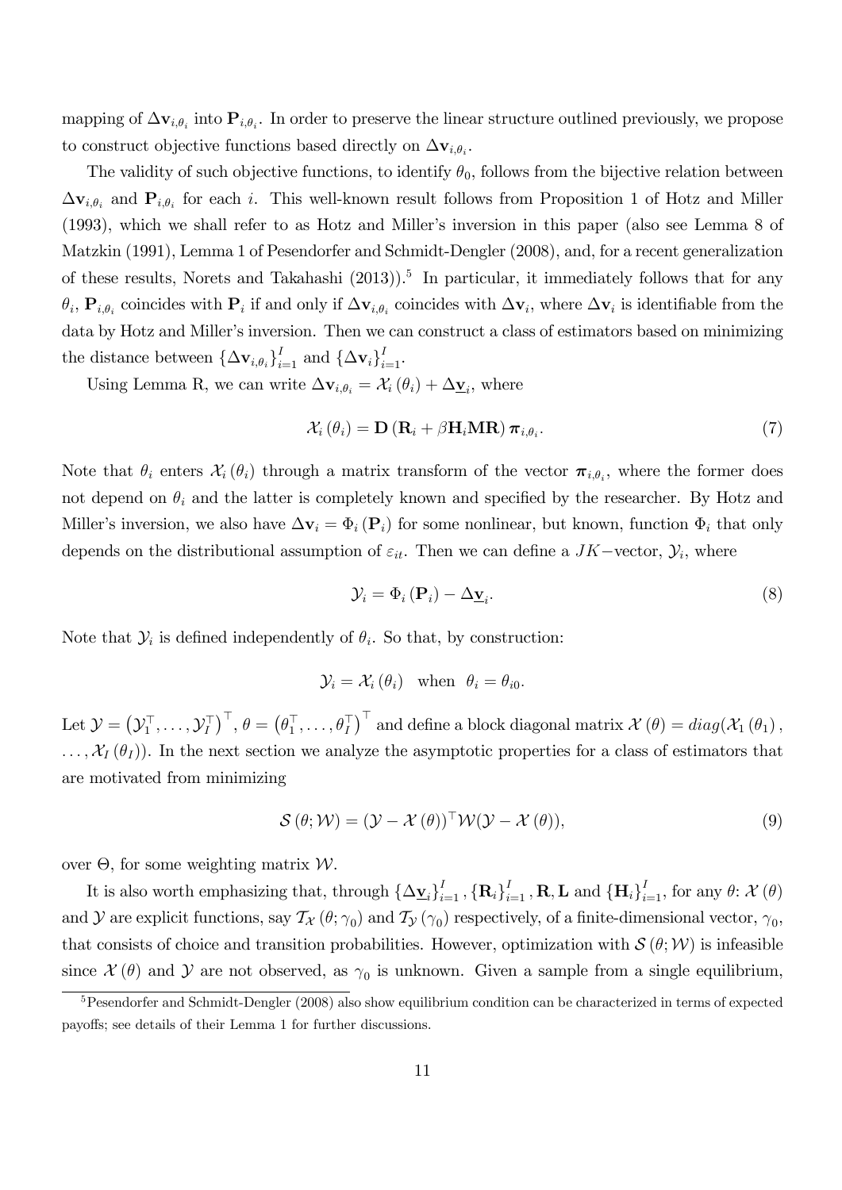mapping of $\Delta \mathbf{v}_{i,\theta_i}$ into $\mathbf{P}_{i,\theta_i}$. In order to preserve the linear structure outlined previously, we propose to construct objective functions based directly on $\Delta \mathbf{v}_{i,\theta_i}$.

The validity of such objective functions, to identify $\theta_0$, follows from the bijective relation between $\Delta \mathbf{v}_{i,\theta_i}$ and $\mathbf{P}_{i,\theta_i}$ for each $i$. This well-known result follows from Proposition 1 of Hotz and Miller (1993), which we shall refer to as Hotz and Miller's inversion in this paper (also see Lemma 8 of Matzkin (1991), Lemma 1 of Pesendorfer and Schmidt-Dengler (2008), and, for a recent generalization of these results, Norets and Takahashi (2013)).[5] In particular, it immediately follows that for any $\theta_i$, $\mathbf{P}_{i,\theta_i}$ coincides with $\mathbf{P}_i$ if and only if $\Delta \mathbf{v}_{i,\theta_i}$ coincides with $\Delta \mathbf{v}_i$, where $\Delta \mathbf{v}_i$ is identifiable from the data by Hotz and Miller's inversion. Then we can construct a class of estimators based on minimizing the distance between $\{\Delta \mathbf{v}_{i,\theta_i}\}_{i=1}^{I}$ and $\{\Delta \mathbf{v}_i\}_{i=1}^{I}$.

Using Lemma R, we can write $\Delta \mathbf{v}_{i,\theta_i} = \mathcal{X}_i(\theta_i) + \Delta \underline{\mathbf{v}}_i$, where

$$\mathcal{X}_i(\theta_i) = \mathbf{D}(\mathbf{R}_i + \beta \mathbf{H}_i \mathbf{M} \mathbf{R}) \boldsymbol{\pi}_{i,\theta_i}. \tag{7}$$

Note that $\theta_i$ enters $\mathcal{X}_i(\theta_i)$ through a matrix transform of the vector $\boldsymbol{\pi}_{i,\theta_i}$, where the former does not depend on $\theta_i$ and the latter is completely known and specified by the researcher. By Hotz and Miller's inversion, we also have $\Delta \mathbf{v}_i = \Phi_i(\mathbf{P}_i)$ for some nonlinear, but known, function $\Phi_i$ that only depends on the distributional assumption of $\varepsilon_{it}$. Then we can define a $JK-$vector, $\mathcal{Y}_i$, where

$$\mathcal{Y}_i = \Phi_i(\mathbf{P}_i) - \Delta \underline{\mathbf{v}}_i. \tag{8}$$

Note that $\mathcal{Y}_i$ is defined independently of $\theta_i$. So that, by construction:

$$\mathcal{Y}_i = \mathcal{X}_i(\theta_i) \quad \text{when} \quad \theta_i = \theta_{i0}.$$

Let $\mathcal{Y} = \left(\mathcal{Y}_1^\top, \ldots, \mathcal{Y}_I^\top\right)^\top$, $\theta = \left(\theta_1^\top, \ldots, \theta_I^\top\right)^\top$ and define a block diagonal matrix $\mathcal{X}(\theta) = diag(\mathcal{X}_1(\theta_1), \ldots, \mathcal{X}_I(\theta_I))$. In the next section we analyze the asymptotic properties for a class of estimators that are motivated from minimizing

$$\mathcal{S}(\theta; \mathcal{W}) = (\mathcal{Y} - \mathcal{X}(\theta))^\top \mathcal{W} (\mathcal{Y} - \mathcal{X}(\theta)), \tag{9}$$

over $\Theta$, for some weighting matrix $\mathcal{W}$.

It is also worth emphasizing that, through $\{\Delta \underline{\mathbf{v}}_i\}_{i=1}^{I}$, $\{\mathbf{R}_i\}_{i=1}^{I}$, $\mathbf{R}, \mathbf{L}$ and $\{\mathbf{H}_i\}_{i=1}^{I}$, for any $\theta$: $\mathcal{X}(\theta)$ and $\mathcal{Y}$ are explicit functions, say $\mathcal{T}_{\mathcal{X}}(\theta; \gamma_0)$ and $\mathcal{T}_{\mathcal{Y}}(\gamma_0)$ respectively, of a finite-dimensional vector, $\gamma_0$, that consists of choice and transition probabilities. However, optimization with $\mathcal{S}(\theta; \mathcal{W})$ is infeasible since $\mathcal{X}(\theta)$ and $\mathcal{Y}$ are not observed, as $\gamma_0$ is unknown. Given a sample from a single equilibrium,

[5] Pesendorfer and Schmidt-Dengler (2008) also show equilibrium condition can be characterized in terms of expected payoffs; see details of their Lemma 1 for further discussions.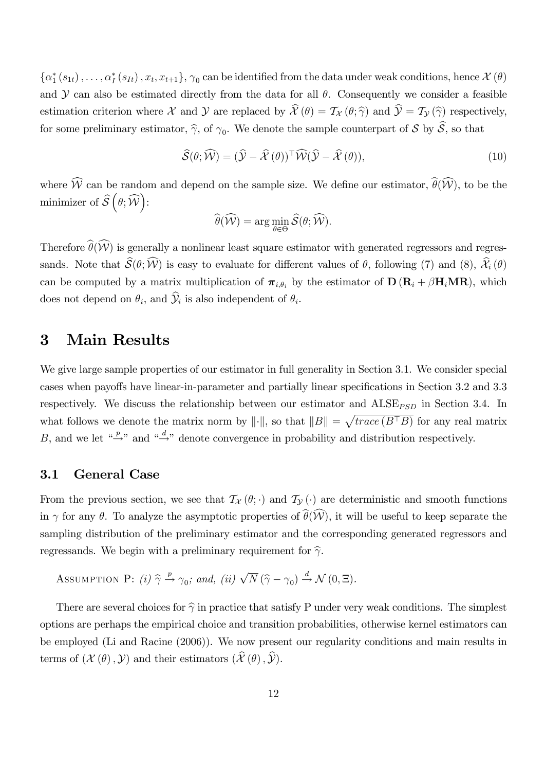$\{\alpha_1^*(s_{1t}), \ldots, \alpha_I^*(s_{It}), x_t, x_{t+1}\}$, $\gamma_0$ can be identified from the data under weak conditions, hence $\mathcal{X}(\theta)$ and $\mathcal{Y}$ can also be estimated directly from the data for all $\theta$. Consequently we consider a feasible estimation criterion where $\mathcal{X}$ and $\mathcal{Y}$ are replaced by $\widehat{\mathcal{X}}(\theta) = \mathcal{T}_{\mathcal{X}}(\theta; \widehat{\gamma})$ and $\widehat{\mathcal{Y}} = \mathcal{T}_{\mathcal{Y}}(\widehat{\gamma})$ respectively, for some preliminary estimator, $\widehat{\gamma}$, of $\gamma_0$. We denote the sample counterpart of $\mathcal{S}$ by $\widehat{\mathcal{S}}$, so that

$$\widehat{\mathcal{S}}(\theta; \widehat{\mathcal{W}}) = (\widehat{\mathcal{Y}} - \widehat{\mathcal{X}}(\theta))^\top \widehat{\mathcal{W}} (\widehat{\mathcal{Y}} - \widehat{\mathcal{X}}(\theta)), \tag{10}$$

where $\widehat{\mathcal{W}}$ can be random and depend on the sample size. We define our estimator, $\widehat{\theta}(\widehat{\mathcal{W}})$, to be the minimizer of $\widehat{\mathcal{S}}\left(\theta; \widehat{\mathcal{W}}\right)$:

$$\widehat{\theta}(\widehat{\mathcal{W}}) = \arg\min_{\theta \in \Theta} \widehat{\mathcal{S}}(\theta; \widehat{\mathcal{W}}).$$

Therefore $\widehat{\theta}(\widehat{\mathcal{W}})$ is generally a nonlinear least square estimator with generated regressors and regressands. Note that $\widehat{\mathcal{S}}(\theta; \widehat{\mathcal{W}})$ is easy to evaluate for different values of $\theta$, following (7) and (8), $\widehat{\mathcal{X}}_i(\theta)$ can be computed by a matrix multiplication of $\boldsymbol{\pi}_{i,\theta_i}$ by the estimator of $\mathbf{D}(\mathbf{R}_i + \beta \mathbf{H}_i \mathbf{M} \mathbf{R})$, which does not depend on $\theta_i$, and $\widehat{\mathcal{Y}}_i$ is also independent of $\theta_i$.

# 3 Main Results

We give large sample properties of our estimator in full generality in Section 3.1. We consider special cases when payoffs have linear-in-parameter and partially linear specifications in Section 3.2 and 3.3 respectively. We discuss the relationship between our estimator and ALSE$_{PSD}$ in Section 3.4. In what follows we denote the matrix norm by $\|\cdot\|$, so that $\|B\| = \sqrt{trace(B^\top B)}$ for any real matrix $B$, and we let "$\xrightarrow{p}$" and "$\xrightarrow{d}$" denote convergence in probability and distribution respectively.

## 3.1 General Case

From the previous section, we see that $\mathcal{T}_{\mathcal{X}}(\theta; \cdot)$ and $\mathcal{T}_{\mathcal{Y}}(\cdot)$ are deterministic and smooth functions in $\gamma$ for any $\theta$. To analyze the asymptotic properties of $\widehat{\theta}(\widehat{\mathcal{W}})$, it will be useful to keep separate the sampling distribution of the preliminary estimator and the corresponding generated regressors and regressands. We begin with a preliminary requirement for $\widehat{\gamma}$.

Assumption P: *(i)* $\widehat{\gamma} \xrightarrow{p} \gamma_0$*; and, (ii)* $\sqrt{N}(\widehat{\gamma} - \gamma_0) \xrightarrow{d} \mathcal{N}(0, \Xi)$.

There are several choices for $\widehat{\gamma}$ in practice that satisfy P under very weak conditions. The simplest options are perhaps the empirical choice and transition probabilities, otherwise kernel estimators can be employed (Li and Racine (2006)). We now present our regularity conditions and main results in terms of $(\mathcal{X}(\theta), \mathcal{Y})$ and their estimators $(\widehat{\mathcal{X}}(\theta), \widehat{\mathcal{Y}})$.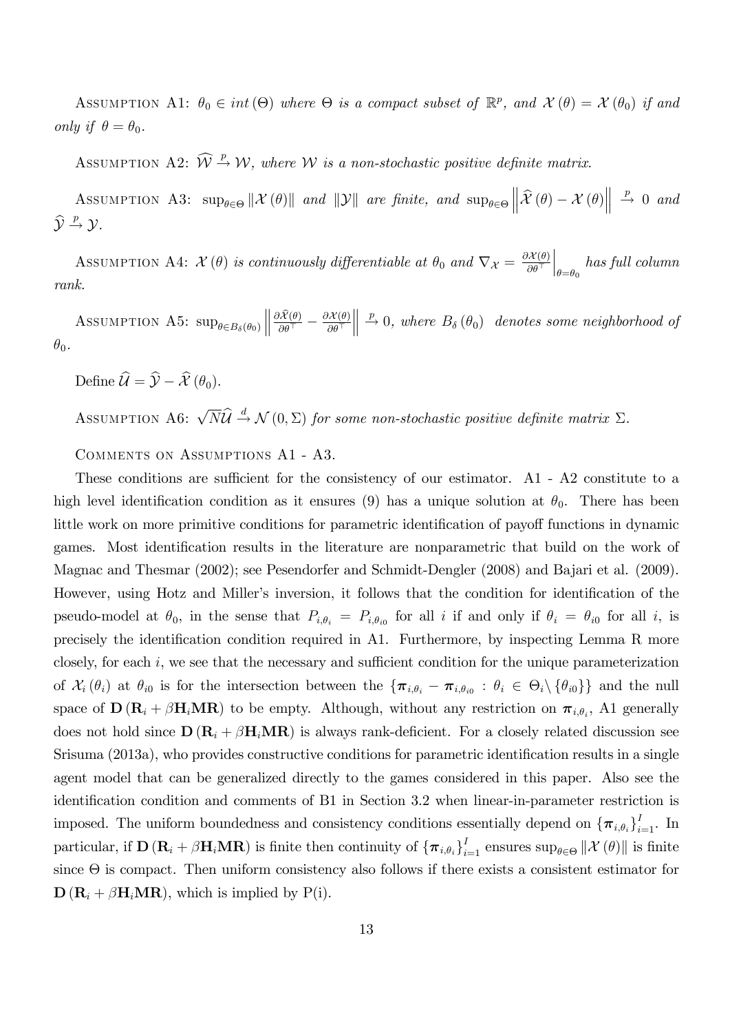Assumption A1: $\theta_0 \in int(\Theta)$ *where* $\Theta$ *is a compact subset of* $\mathbb{R}^p$, *and* $\mathcal{X}(\theta) = \mathcal{X}(\theta_0)$ *if and only if* $\theta = \theta_0$.

Assumption A2: $\widehat{\mathcal{W}} \xrightarrow{p} \mathcal{W}$, *where* $\mathcal{W}$ *is a non-stochastic positive definite matrix.*

Assumption A3: $\sup_{\theta \in \Theta} \|\mathcal{X}(\theta)\|$ *and* $\|\mathcal{Y}\|$ *are finite, and* $\sup_{\theta \in \Theta} \left\| \widehat{\mathcal{X}}(\theta) - \mathcal{X}(\theta) \right\| \xrightarrow{p} 0$ *and* $\widehat{\mathcal{Y}} \xrightarrow{p} \mathcal{Y}$.

Assumption A4: $\mathcal{X}(\theta)$ *is continuously differentiable at* $\theta_0$ *and* $\nabla_{\mathcal{X}} = \left.\frac{\partial \mathcal{X}(\theta)}{\partial \theta^\top}\right|_{\theta=\theta_0}$ *has full column rank.*

Assumption A5: $\sup_{\theta \in B_\delta(\theta_0)} \left\| \frac{\partial \widehat{\mathcal{X}}(\theta)}{\partial \theta^\top} - \frac{\partial \mathcal{X}(\theta)}{\partial \theta^\top} \right\| \xrightarrow{p} 0$, *where* $B_\delta(\theta_0)$ *denotes some neighborhood of* $\theta_0$.

Define $\widehat{\mathcal{U}} = \widehat{\mathcal{Y}} - \widehat{\mathcal{X}}(\theta_0)$.

Assumption A6: $\sqrt{N}\widehat{\mathcal{U}} \xrightarrow{d} \mathcal{N}(0, \Sigma)$ *for some non-stochastic positive definite matrix* $\Sigma$.

Comments on Assumptions A1 - A3.

These conditions are sufficient for the consistency of our estimator. A1 - A2 constitute to a high level identification condition as it ensures (9) has a unique solution at $\theta_0$. There has been little work on more primitive conditions for parametric identification of payoff functions in dynamic games. Most identification results in the literature are nonparametric that build on the work of Magnac and Thesmar (2002); see Pesendorfer and Schmidt-Dengler (2008) and Bajari et al. (2009). However, using Hotz and Miller's inversion, it follows that the condition for identification of the pseudo-model at $\theta_0$, in the sense that $P_{i,\theta_i} = P_{i,\theta_{i0}}$ for all $i$ if and only if $\theta_i = \theta_{i0}$ for all $i$, is precisely the identification condition required in A1. Furthermore, by inspecting Lemma R more closely, for each $i$, we see that the necessary and sufficient condition for the unique parameterization of $\mathcal{X}_i(\theta_i)$ at $\theta_{i0}$ is for the intersection between the $\{\boldsymbol{\pi}_{i,\theta_i} - \boldsymbol{\pi}_{i,\theta_{i0}} : \theta_i \in \Theta_i \backslash \{\theta_{i0}\}\}$ and the null space of $\mathbf{D}(\mathbf{R}_i + \beta \mathbf{H}_i \mathbf{M}\mathbf{R})$ to be empty. Although, without any restriction on $\boldsymbol{\pi}_{i,\theta_i}$, A1 generally does not hold since $\mathbf{D}(\mathbf{R}_i + \beta \mathbf{H}_i \mathbf{M}\mathbf{R})$ is always rank-deficient. For a closely related discussion see Srisuma (2013a), who provides constructive conditions for parametric identification results in a single agent model that can be generalized directly to the games considered in this paper. Also see the identification condition and comments of B1 in Section 3.2 when linear-in-parameter restriction is imposed. The uniform boundedness and consistency conditions essentially depend on $\{\boldsymbol{\pi}_{i,\theta_i}\}_{i=1}^I$. In particular, if $\mathbf{D}(\mathbf{R}_i + \beta \mathbf{H}_i \mathbf{M}\mathbf{R})$ is finite then continuity of $\{\boldsymbol{\pi}_{i,\theta_i}\}_{i=1}^I$ ensures $\sup_{\theta \in \Theta} \|\mathcal{X}(\theta)\|$ is finite since $\Theta$ is compact. Then uniform consistency also follows if there exists a consistent estimator for $\mathbf{D}(\mathbf{R}_i + \beta \mathbf{H}_i \mathbf{M}\mathbf{R})$, which is implied by P(i).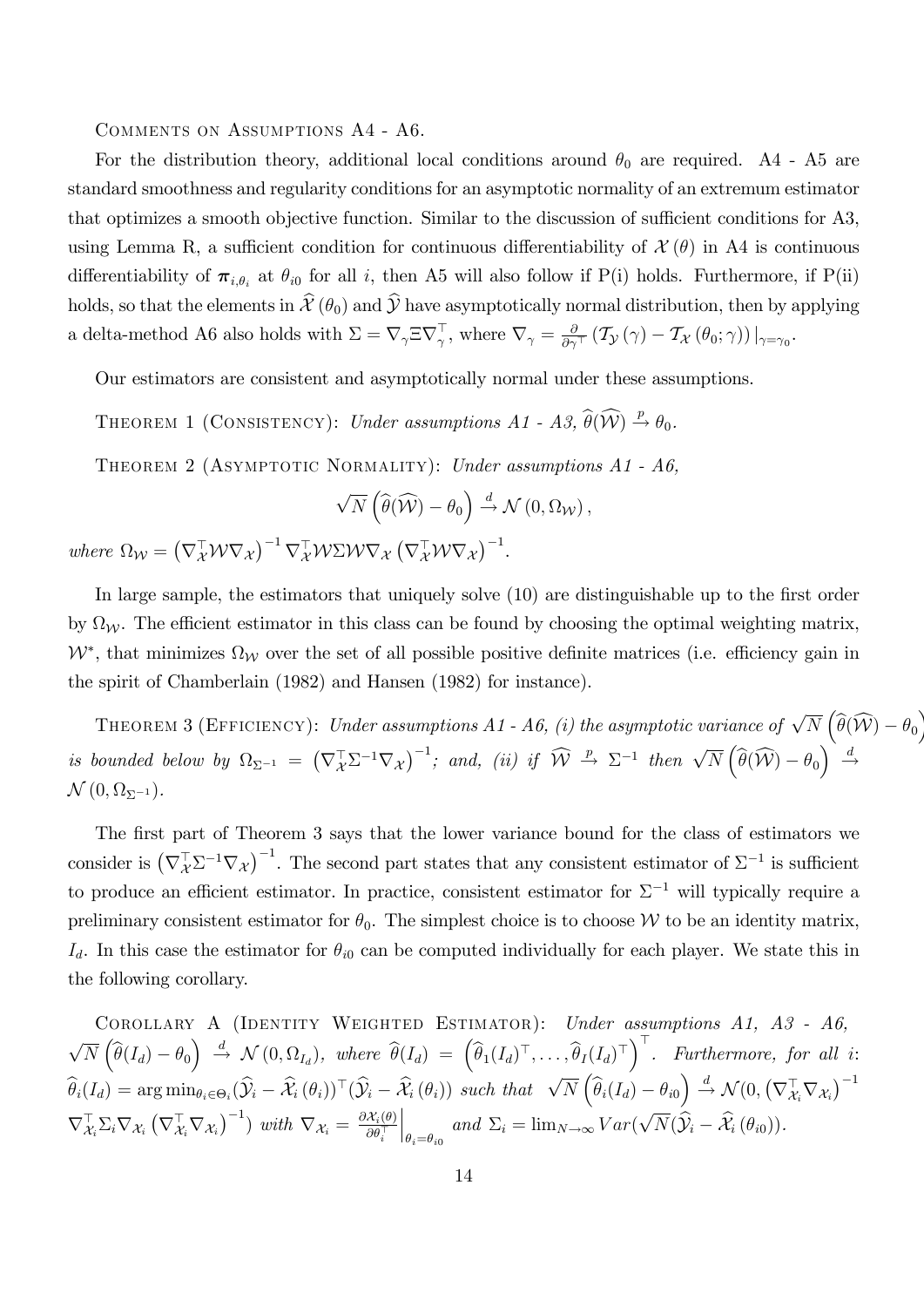Comments on Assumptions A4 - A6.

For the distribution theory, additional local conditions around $\theta_0$ are required. A4 - A5 are standard smoothness and regularity conditions for an asymptotic normality of an extremum estimator that optimizes a smooth objective function. Similar to the discussion of sufficient conditions for A3, using Lemma R, a sufficient condition for continuous differentiability of $\mathcal{X}(\theta)$ in A4 is continuous differentiability of $\boldsymbol{\pi}_{i,\theta_i}$ at $\theta_{i0}$ for all $i$, then A5 will also follow if P(i) holds. Furthermore, if P(ii) holds, so that the elements in $\widehat{\mathcal{X}}(\theta_0)$ and $\widehat{\mathcal{Y}}$ have asymptotically normal distribution, then by applying a delta-method A6 also holds with $\Sigma = \nabla_\gamma \Xi \nabla_\gamma^\top$, where $\nabla_\gamma = \frac{\partial}{\partial \gamma^\top}\left(\mathcal{T}_{\mathcal{Y}}(\gamma) - \mathcal{T}_{\mathcal{X}}(\theta_0;\gamma)\right)|_{\gamma=\gamma_0}$.

Our estimators are consistent and asymptotically normal under these assumptions.

Theorem 1 (Consistency): *Under assumptions A1 - A3,* $\widehat{\theta}(\widehat{\mathcal{W}}) \xrightarrow{p} \theta_0$.

Theorem 2 (Asymptotic Normality): *Under assumptions A1 - A6,*

$$\sqrt{N}\left(\widehat{\theta}(\widehat{\mathcal{W}}) - \theta_0\right) \xrightarrow{d} \mathcal{N}\left(0, \Omega_{\mathcal{W}}\right),$$

*where* $\Omega_{\mathcal{W}} = \left(\nabla_{\mathcal{X}}^\top \mathcal{W} \nabla_{\mathcal{X}}\right)^{-1} \nabla_{\mathcal{X}}^\top \mathcal{W} \Sigma \mathcal{W} \nabla_{\mathcal{X}} \left(\nabla_{\mathcal{X}}^\top \mathcal{W} \nabla_{\mathcal{X}}\right)^{-1}$.

In large sample, the estimators that uniquely solve (10) are distinguishable up to the first order by $\Omega_{\mathcal{W}}$. The efficient estimator in this class can be found by choosing the optimal weighting matrix, $\mathcal{W}^*$, that minimizes $\Omega_{\mathcal{W}}$ over the set of all possible positive definite matrices (i.e. efficiency gain in the spirit of Chamberlain (1982) and Hansen (1982) for instance).

Theorem 3 (Efficiency): *Under assumptions A1 - A6, (i) the asymptotic variance of* $\sqrt{N}\left(\widehat{\theta}(\widehat{\mathcal{W}}) - \theta_0\right)$ *is bounded below by* $\Omega_{\Sigma^{-1}} = \left(\nabla_{\mathcal{X}}^\top \Sigma^{-1} \nabla_{\mathcal{X}}\right)^{-1}$*; and, (ii) if* $\widehat{\mathcal{W}} \xrightarrow{p} \Sigma^{-1}$ *then* $\sqrt{N}\left(\widehat{\theta}(\widehat{\mathcal{W}}) - \theta_0\right) \xrightarrow{d} \mathcal{N}\left(0, \Omega_{\Sigma^{-1}}\right)$.

The first part of Theorem 3 says that the lower variance bound for the class of estimators we consider is $\left(\nabla_{\mathcal{X}}^\top \Sigma^{-1} \nabla_{\mathcal{X}}\right)^{-1}$. The second part states that any consistent estimator of $\Sigma^{-1}$ is sufficient to produce an efficient estimator. In practice, consistent estimator for $\Sigma^{-1}$ will typically require a preliminary consistent estimator for $\theta_0$. The simplest choice is to choose $\mathcal{W}$ to be an identity matrix, $I_d$. In this case the estimator for $\theta_{i0}$ can be computed individually for each player. We state this in the following corollary.

Corollary A (Identity Weighted Estimator): *Under assumptions A1, A3 - A6,* $\sqrt{N}\left(\widehat{\theta}(I_d) - \theta_0\right) \xrightarrow{d} \mathcal{N}\left(0, \Omega_{I_d}\right)$*, where* $\widehat{\theta}(I_d) = \left(\widehat{\theta}_1(I_d)^\top, \ldots, \widehat{\theta}_I(I_d)^\top\right)^\top$*. Furthermore, for all* $i$*:* $\widehat{\theta}_i(I_d) = \arg\min_{\theta_i \in \Theta_i} (\widehat{\mathcal{Y}}_i - \widehat{\mathcal{X}}_i(\theta_i))^\top (\widehat{\mathcal{Y}}_i - \widehat{\mathcal{X}}_i(\theta_i))$ *such that* $\sqrt{N}\left(\widehat{\theta}_i(I_d) - \theta_{i0}\right) \xrightarrow{d} \mathcal{N}(0, \left(\nabla_{\mathcal{X}_i}^\top \nabla_{\mathcal{X}_i}\right)^{-1} \nabla_{\mathcal{X}_i}^\top \Sigma_i \nabla_{\mathcal{X}_i} \left(\nabla_{\mathcal{X}_i}^\top \nabla_{\mathcal{X}_i}\right)^{-1})$ *with* $\nabla_{\mathcal{X}_i} = \left.\frac{\partial \mathcal{X}_i(\theta)}{\partial \theta_i^\top}\right|_{\theta_i = \theta_{i0}}$ *and* $\Sigma_i = \lim_{N\to\infty} Var(\sqrt{N}(\widehat{\mathcal{Y}}_i - \widehat{\mathcal{X}}_i(\theta_{i0}))$.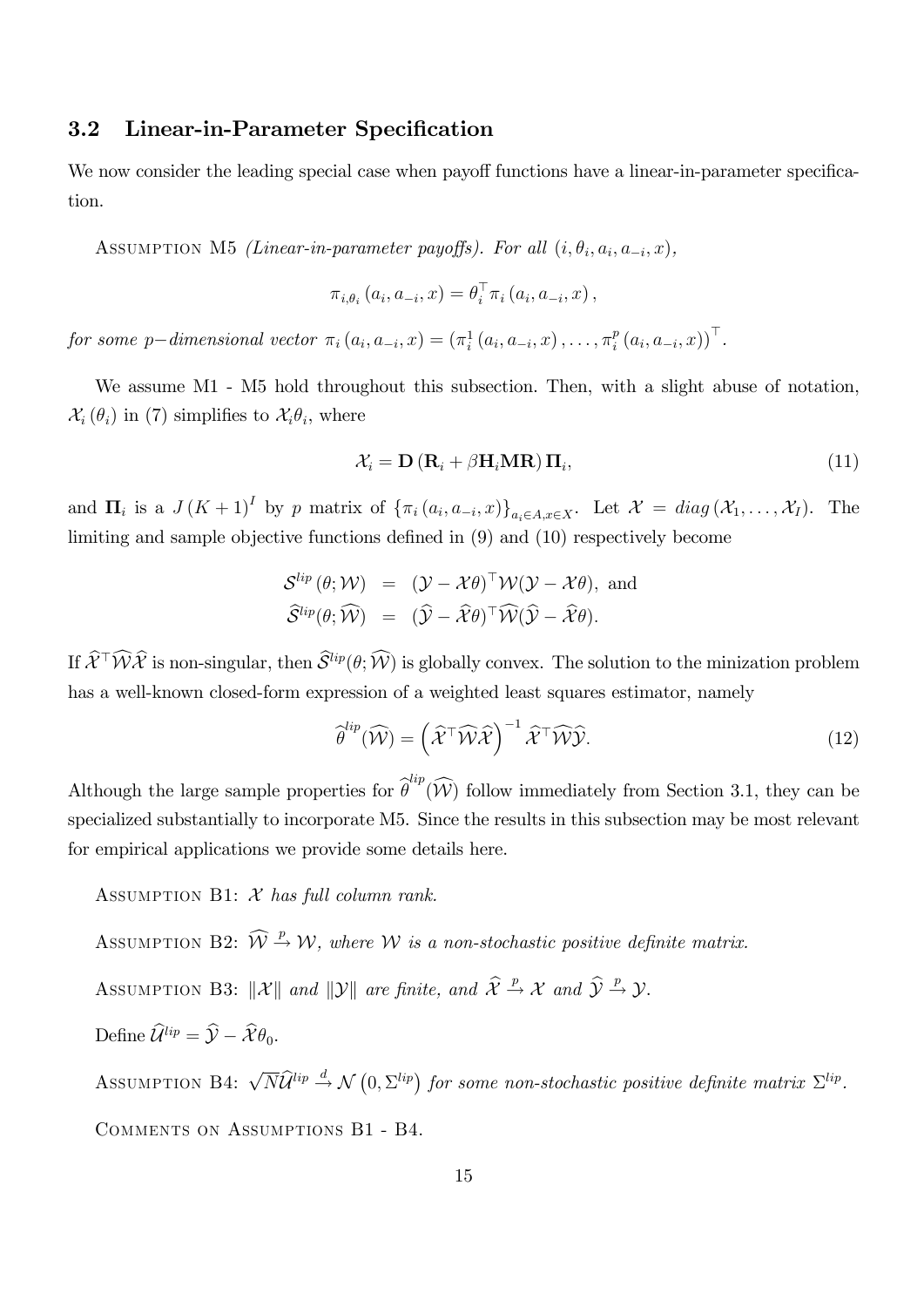### 3.2 Linear-in-Parameter Specification

We now consider the leading special case when payoff functions have a linear-in-parameter specification.

ASSUMPTION M5 *(Linear-in-parameter payoffs). For all* $(i, \theta_i, a_i, a_{-i}, x)$,

$$\pi_{i,\theta_i}(a_i, a_{-i}, x) = \theta_i^\top \pi_i(a_i, a_{-i}, x),$$

*for some* $p-$*dimensional vector* $\pi_i(a_i, a_{-i}, x) = \left(\pi_i^1(a_i, a_{-i}, x), \ldots, \pi_i^p(a_i, a_{-i}, x)\right)^\top$.

We assume M1 - M5 hold throughout this subsection. Then, with a slight abuse of notation, $\mathcal{X}_i(\theta_i)$ in (7) simplifies to $\mathcal{X}_i\theta_i$, where

$$\mathcal{X}_i = \mathbf{D}\left(\mathbf{R}_i + \beta \mathbf{H}_i \mathbf{M} \mathbf{R}\right) \mathbf{\Pi}_i, \tag{11}$$

and $\mathbf{\Pi}_i$ is a $J(K+1)^I$ by $p$ matrix of $\{\pi_i(a_i, a_{-i}, x)\}_{a_i \in A, x \in X}$. Let $\mathcal{X} = diag(\mathcal{X}_1, \ldots, \mathcal{X}_I)$. The limiting and sample objective functions defined in (9) and (10) respectively become

$$\begin{aligned}
\mathcal{S}^{lip}(\theta; \mathcal{W}) &= (\mathcal{Y} - \mathcal{X}\theta)^\top \mathcal{W} (\mathcal{Y} - \mathcal{X}\theta), \text{ and} \\
\widehat{\mathcal{S}}^{lip}(\theta; \widehat{\mathcal{W}}) &= (\widehat{\mathcal{Y}} - \widehat{\mathcal{X}}\theta)^\top \widehat{\mathcal{W}} (\widehat{\mathcal{Y}} - \widehat{\mathcal{X}}\theta).
\end{aligned}$$

If $\widehat{\mathcal{X}}^\top \widehat{\mathcal{W}} \widehat{\mathcal{X}}$ is non-singular, then $\widehat{\mathcal{S}}^{lip}(\theta; \widehat{\mathcal{W}})$ is globally convex. The solution to the minization problem has a well-known closed-form expression of a weighted least squares estimator, namely

$$\widehat{\theta}^{lip}(\widehat{\mathcal{W}}) = \left(\widehat{\mathcal{X}}^\top \widehat{\mathcal{W}} \widehat{\mathcal{X}}\right)^{-1} \widehat{\mathcal{X}}^\top \widehat{\mathcal{W}} \widehat{\mathcal{Y}}. \tag{12}$$

Although the large sample properties for $\widehat{\theta}^{lip}(\widehat{\mathcal{W}})$ follow immediately from Section 3.1, they can be specialized substantially to incorporate M5. Since the results in this subsection may be most relevant for empirical applications we provide some details here.

ASSUMPTION B1: *$\mathcal{X}$ has full column rank.*

ASSUMPTION B2: *$\widehat{\mathcal{W}} \xrightarrow{p} \mathcal{W}$, where $\mathcal{W}$ is a non-stochastic positive definite matrix.*

ASSUMPTION B3: *$\|\mathcal{X}\|$ and $\|\mathcal{Y}\|$ are finite, and $\widehat{\mathcal{X}} \xrightarrow{p} \mathcal{X}$ and $\widehat{\mathcal{Y}} \xrightarrow{p} \mathcal{Y}$.*

Define $\widehat{\mathcal{U}}^{lip} = \widehat{\mathcal{Y}} - \widehat{\mathcal{X}}\theta_0$.

ASSUMPTION B4: *$\sqrt{N}\widehat{\mathcal{U}}^{lip} \xrightarrow{d} \mathcal{N}\left(0, \Sigma^{lip}\right)$ for some non-stochastic positive definite matrix $\Sigma^{lip}$.*

COMMENTS ON ASSUMPTIONS B1 - B4.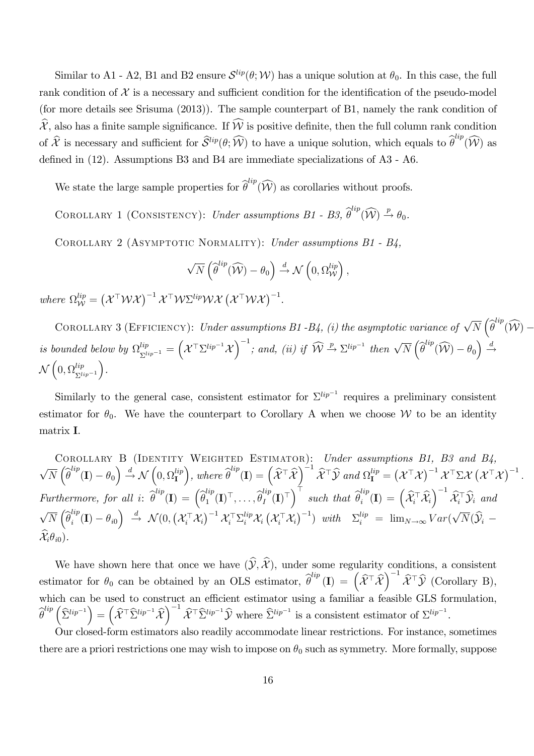Similar to A1 - A2, B1 and B2 ensure $\mathcal{S}^{lip}(\theta;\mathcal{W})$ has a unique solution at $\theta_0$. In this case, the full rank condition of $\mathcal{X}$ is a necessary and sufficient condition for the identification of the pseudo-model (for more details see Srisuma (2013)). The sample counterpart of B1, namely the rank condition of $\widehat{\mathcal{X}}$, also has a finite sample significance. If $\widehat{\mathcal{W}}$ is positive definite, then the full column rank condition of $\widehat{\mathcal{X}}$ is necessary and sufficient for $\widehat{\mathcal{S}}^{lip}(\theta;\widehat{\mathcal{W}})$ to have a unique solution, which equals to $\widehat{\theta}^{lip}(\widehat{\mathcal{W}})$ as defined in (12). Assumptions B3 and B4 are immediate specializations of A3 - A6.

We state the large sample properties for $\widehat{\theta}^{lip}(\widehat{\mathcal{W}})$ as corollaries without proofs.

Corollary 1 (Consistency): *Under assumptions B1 - B3,* $\widehat{\theta}^{lip}(\widehat{\mathcal{W}}) \xrightarrow{p} \theta_0$.

Corollary 2 (Asymptotic Normality): *Under assumptions B1 - B4,*

$$\sqrt{N}\left(\widehat{\theta}^{lip}(\widehat{\mathcal{W}}) - \theta_0\right) \xrightarrow{d} \mathcal{N}\left(0, \Omega_{\mathcal{W}}^{lip}\right),$$

*where* $\Omega_{\mathcal{W}}^{lip} = \left(\mathcal{X}^\top \mathcal{W}\mathcal{X}\right)^{-1}\mathcal{X}^\top \mathcal{W}\Sigma^{lip}\mathcal{W}\mathcal{X}\left(\mathcal{X}^\top \mathcal{W}\mathcal{X}\right)^{-1}$.

Corollary 3 (Efficiency): *Under assumptions B1 -B4, (i) the asymptotic variance of* $\sqrt{N}\left(\widehat{\theta}^{lip}(\widehat{\mathcal{W}}) - \theta_0\right)$ *is bounded below by* $\Omega_{\Sigma^{lip^{-1}}}^{lip} = \left(\mathcal{X}^\top \Sigma^{lip^{-1}}\mathcal{X}\right)^{-1}$*; and, (ii) if* $\widehat{\mathcal{W}} \xrightarrow{p} \Sigma^{lip^{-1}}$ *then* $\sqrt{N}\left(\widehat{\theta}^{lip}(\widehat{\mathcal{W}}) - \theta_0\right) \xrightarrow{d} \mathcal{N}\left(0, \Omega_{\Sigma^{lip^{-1}}}^{lip}\right)$.

Similarly to the general case, consistent estimator for $\Sigma^{lip^{-1}}$ requires a preliminary consistent estimator for $\theta_0$. We have the counterpart to Corollary A when we choose $\mathcal{W}$ to be an identity matrix $\mathbf{I}$.

Corollary B (Identity Weighted Estimator): *Under assumptions B1, B3 and B4,* $\sqrt{N}\left(\widehat{\theta}^{lip}(\mathbf{I}) - \theta_0\right) \xrightarrow{d} \mathcal{N}\left(0, \Omega_{\mathbf{I}}^{lip}\right)$*, where* $\widehat{\theta}^{lip}(\mathbf{I}) = \left(\widehat{\mathcal{X}}^\top \widehat{\mathcal{X}}\right)^{-1}\widehat{\mathcal{X}}^\top \widehat{\mathcal{Y}}$ *and* $\Omega_{\mathbf{I}}^{lip} = \left(\mathcal{X}^\top \mathcal{X}\right)^{-1}\mathcal{X}^\top \Sigma\mathcal{X}\left(\mathcal{X}^\top \mathcal{X}\right)^{-1}$. *Furthermore, for all i:* $\widehat{\theta}^{lip}(\mathbf{I}) = \left(\widehat{\theta}_1^{lip}(\mathbf{I})^\top, \ldots, \widehat{\theta}_I^{lip}(\mathbf{I})^\top\right)^\top$ *such that* $\widehat{\theta}_i^{lip}(\mathbf{I}) = \left(\widehat{\mathcal{X}}_i^\top \widehat{\mathcal{X}}_i\right)^{-1}\widehat{\mathcal{X}}_i^\top \widehat{\mathcal{Y}}_i$ *and* $\sqrt{N}\left(\widehat{\theta}_i^{lip}(\mathbf{I}) - \theta_{i0}\right) \xrightarrow{d} \mathcal{N}(0, \left(\mathcal{X}_i^\top \mathcal{X}_i\right)^{-1}\mathcal{X}_i^\top \Sigma_i^{lip}\mathcal{X}_i\left(\mathcal{X}_i^\top \mathcal{X}_i\right)^{-1})$ *with* $\Sigma_i^{lip} = \lim_{N\to\infty} Var(\sqrt{N}(\widehat{\mathcal{Y}}_i - \widehat{\mathcal{X}}_i\theta_{i0})$.

We have shown here that once we have $(\widehat{\mathcal{Y}}, \widehat{\mathcal{X}})$, under some regularity conditions, a consistent estimator for $\theta_0$ can be obtained by an OLS estimator, $\widehat{\theta}^{lip}(\mathbf{I}) = \left(\widehat{\mathcal{X}}^\top \widehat{\mathcal{X}}\right)^{-1}\widehat{\mathcal{X}}^\top \widehat{\mathcal{Y}}$ (Corollary B), which can be used to construct an efficient estimator using a familiar a feasible GLS formulation, $\widehat{\theta}^{lip}\left(\widehat{\Sigma}^{lip^{-1}}\right) = \left(\widehat{\mathcal{X}}^\top \widehat{\Sigma}^{lip^{-1}}\widehat{\mathcal{X}}\right)^{-1}\widehat{\mathcal{X}}^\top \widehat{\Sigma}^{lip^{-1}}\widehat{\mathcal{Y}}$ where $\widehat{\Sigma}^{lip^{-1}}$ is a consistent estimator of $\Sigma^{lip^{-1}}$.

Our closed-form estimators also readily accommodate linear restrictions. For instance, sometimes there are a priori restrictions one may wish to impose on $\theta_0$ such as symmetry. More formally, suppose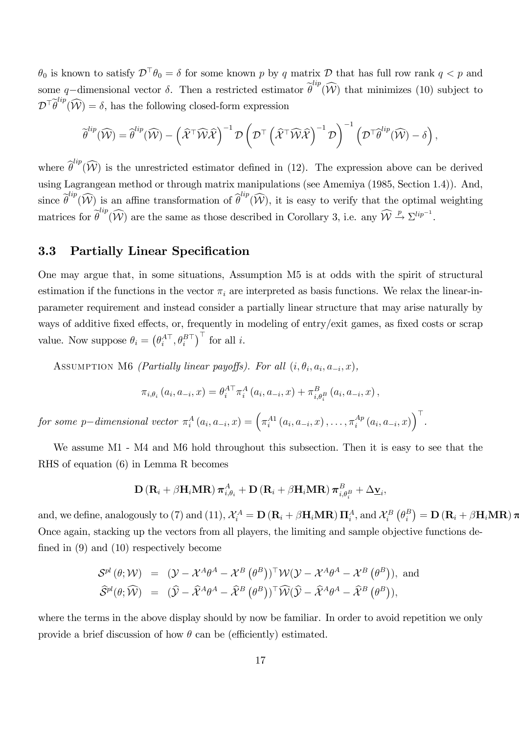$\theta_0$ is known to satisfy $\mathcal{D}^\top \theta_0 = \delta$ for some known $p$ by $q$ matrix $\mathcal{D}$ that has full row rank $q < p$ and some $q-$dimensional vector $\delta$. Then a restricted estimator $\widetilde{\theta}^{lip}(\widehat{\mathcal{W}})$ that minimizes (10) subject to $\mathcal{D}^\top \widetilde{\theta}^{lip}(\widehat{\mathcal{W}}) = \delta$, has the following closed-form expression

$$\widetilde{\theta}^{lip}(\widehat{\mathcal{W}}) = \widehat{\theta}^{lip}(\widehat{\mathcal{W}}) - \left(\widehat{\mathcal{X}}^\top \widehat{\mathcal{W}} \widehat{\mathcal{X}}\right)^{-1} \mathcal{D} \left(\mathcal{D}^\top \left(\widehat{\mathcal{X}}^\top \widehat{\mathcal{W}} \widehat{\mathcal{X}}\right)^{-1} \mathcal{D}\right)^{-1} \left(\mathcal{D}^\top \widehat{\theta}^{lip}(\widehat{\mathcal{W}}) - \delta\right),$$

where $\widehat{\theta}^{lip}(\widehat{\mathcal{W}})$ is the unrestricted estimator defined in (12). The expression above can be derived using Lagrangean method or through matrix manipulations (see Amemiya (1985, Section 1.4)). And, since $\widetilde{\theta}^{lip}(\widehat{\mathcal{W}})$ is an affine transformation of $\widehat{\theta}^{lip}(\widehat{\mathcal{W}})$, it is easy to verify that the optimal weighting matrices for $\widetilde{\theta}^{lip}(\widehat{\mathcal{W}})$ are the same as those described in Corollary 3, i.e. any $\widehat{\mathcal{W}} \xrightarrow{p} \Sigma^{lip^{-1}}$.

## 3.3 Partially Linear Specification

One may argue that, in some situations, Assumption M5 is at odds with the spirit of structural estimation if the functions in the vector $\pi_i$ are interpreted as basis functions. We relax the linear-in-parameter requirement and instead consider a partially linear structure that may arise naturally by ways of additive fixed effects, or, frequently in modeling of entry/exit games, as fixed costs or scrap value. Now suppose $\theta_i = \left(\theta_i^{A\top}, \theta_i^{B\top}\right)^\top$ for all $i$.

Assumption M6 *(Partially linear payoffs). For all $(i, \theta_i, a_i, a_{-i}, x)$,*

$$\pi_{i,\theta_i}(a_i, a_{-i}, x) = \theta_i^{A\top} \pi_i^A(a_i, a_{-i}, x) + \pi_{i,\theta_i^B}^B(a_i, a_{-i}, x),$$

*for some $p-$dimensional vector $\pi_i^A(a_i, a_{-i}, x) = \left(\pi_i^{A1}(a_i, a_{-i}, x), \ldots, \pi_i^{Ap}(a_i, a_{-i}, x)\right)^\top$.*

We assume M1 - M4 and M6 hold throughout this subsection. Then it is easy to see that the RHS of equation (6) in Lemma R becomes

$$\mathbf{D}(\mathbf{R}_i + \beta \mathbf{H}_i \mathbf{M} \mathbf{R}) \boldsymbol{\pi}_{i,\theta_i}^A + \mathbf{D}(\mathbf{R}_i + \beta \mathbf{H}_i \mathbf{M} \mathbf{R}) \boldsymbol{\pi}_{i,\theta_i^B}^B + \Delta \underline{\mathbf{v}}_i,$$

and, we define, analogously to (7) and (11), $\mathcal{X}_i^A = \mathbf{D}(\mathbf{R}_i + \beta \mathbf{H}_i \mathbf{M} \mathbf{R}) \mathbf{\Pi}_i^A$, and $\mathcal{X}_i^B\left(\theta_i^B\right) = \mathbf{D}(\mathbf{R}_i + \beta \mathbf{H}_i \mathbf{M} \mathbf{R}) \boldsymbol{\pi}$ Once again, stacking up the vectors from all players, the limiting and sample objective functions defined in (9) and (10) respectively become

$$\begin{aligned}
\mathcal{S}^{pl}(\theta; \mathcal{W}) &= (\mathcal{Y} - \mathcal{X}^A \theta^A - \mathcal{X}^B(\theta^B))^\top \mathcal{W} (\mathcal{Y} - \mathcal{X}^A \theta^A - \mathcal{X}^B(\theta^B)), \text{ and} \\
\widehat{\mathcal{S}}^{pl}(\theta; \widehat{\mathcal{W}}) &= (\widehat{\mathcal{Y}} - \widehat{\mathcal{X}}^A \theta^A - \widehat{\mathcal{X}}^B(\theta^B))^\top \widehat{\mathcal{W}} (\widehat{\mathcal{Y}} - \widehat{\mathcal{X}}^A \theta^A - \widehat{\mathcal{X}}^B(\theta^B)),
\end{aligned}$$

where the terms in the above display should by now be familiar. In order to avoid repetition we only provide a brief discussion of how $\theta$ can be (efficiently) estimated.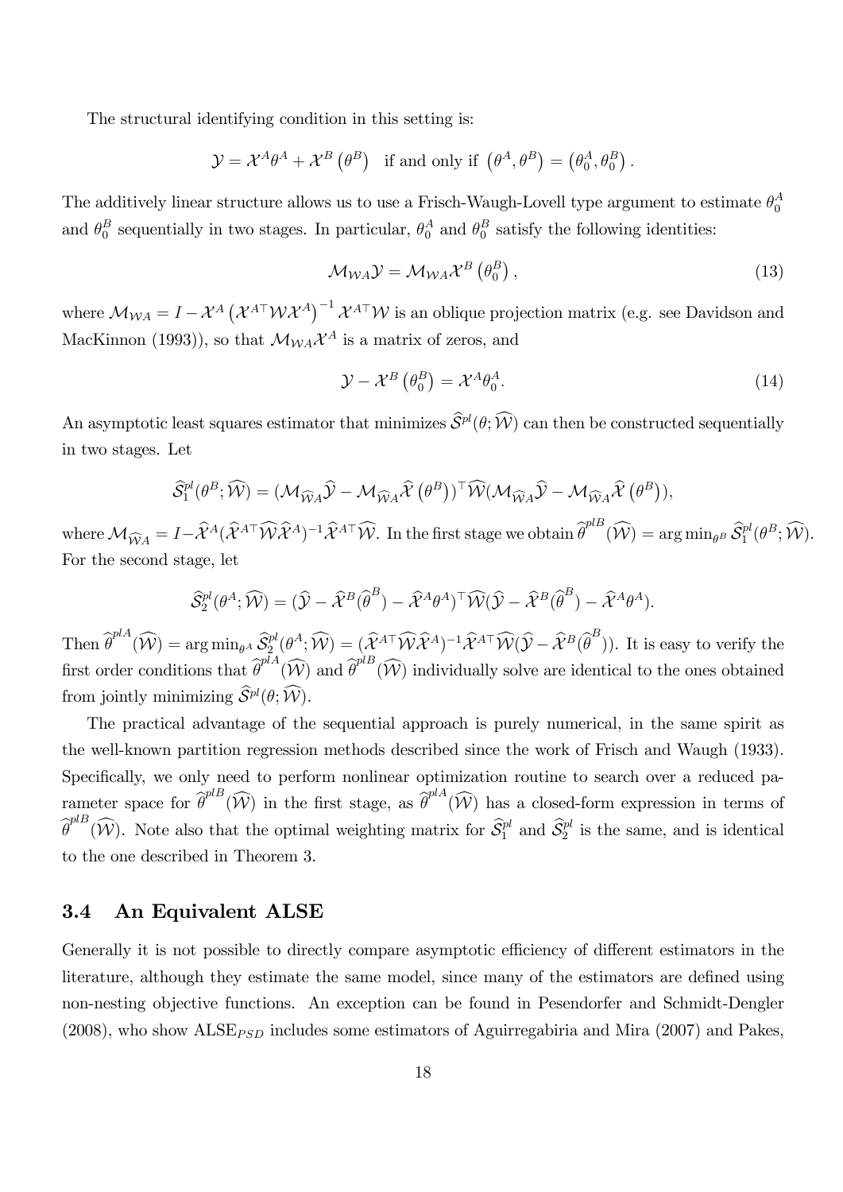The structural identifying condition in this setting is:

$$\mathcal{Y} = \mathcal{X}^A \theta^A + \mathcal{X}^B \left(\theta^B\right) \quad \text{if and only if } \left(\theta^A, \theta^B\right) = \left(\theta_0^A, \theta_0^B\right).$$

The additively linear structure allows us to use a Frisch-Waugh-Lovell type argument to estimate $\theta_0^A$ and $\theta_0^B$ sequentially in two stages. In particular, $\theta_0^A$ and $\theta_0^B$ satisfy the following identities:

$$\mathcal{M}_{\mathcal{W}A} \mathcal{Y} = \mathcal{M}_{\mathcal{W}A} \mathcal{X}^B \left(\theta_0^B\right), \tag{13}$$

where $\mathcal{M}_{\mathcal{W}A} = I - \mathcal{X}^A \left(\mathcal{X}^{A\top} \mathcal{W} \mathcal{X}^A\right)^{-1} \mathcal{X}^{A\top} \mathcal{W}$ is an oblique projection matrix (e.g. see Davidson and MacKinnon (1993)), so that $\mathcal{M}_{\mathcal{W}A} \mathcal{X}^A$ is a matrix of zeros, and

$$\mathcal{Y} - \mathcal{X}^B \left(\theta_0^B\right) = \mathcal{X}^A \theta_0^A. \tag{14}$$

An asymptotic least squares estimator that minimizes $\widehat{\mathcal{S}}^{pl}(\theta; \widehat{\mathcal{W}})$ can then be constructed sequentially in two stages. Let

$$\widehat{\mathcal{S}}_1^{pl}(\theta^B; \widehat{\mathcal{W}}) = (\mathcal{M}_{\widehat{\mathcal{W}}A} \widehat{\mathcal{Y}} - \mathcal{M}_{\widehat{\mathcal{W}}A} \widehat{\mathcal{X}} \left(\theta^B\right))^\top \widehat{\mathcal{W}} (\mathcal{M}_{\widehat{\mathcal{W}}A} \widehat{\mathcal{Y}} - \mathcal{M}_{\widehat{\mathcal{W}}A} \widehat{\mathcal{X}} \left(\theta^B\right)),$$

where $\mathcal{M}_{\widehat{\mathcal{W}}A} = I - \widehat{\mathcal{X}}^A (\widehat{\mathcal{X}}^{A\top} \widehat{\mathcal{W}} \widehat{\mathcal{X}}^A)^{-1} \widehat{\mathcal{X}}^{A\top} \widehat{\mathcal{W}}$. In the first stage we obtain $\widehat{\theta}^{plB}(\widehat{\mathcal{W}}) = \arg\min_{\theta^B} \widehat{\mathcal{S}}_1^{pl}(\theta^B; \widehat{\mathcal{W}})$. For the second stage, let

$$\widehat{\mathcal{S}}_2^{pl}(\theta^A; \widehat{\mathcal{W}}) = (\widehat{\mathcal{Y}} - \widehat{\mathcal{X}}^B (\widehat{\theta}^B) - \widehat{\mathcal{X}}^A \theta^A)^\top \widehat{\mathcal{W}} (\widehat{\mathcal{Y}} - \widehat{\mathcal{X}}^B (\widehat{\theta}^B) - \widehat{\mathcal{X}}^A \theta^A).$$

Then $\widehat{\theta}^{plA}(\widehat{\mathcal{W}}) = \arg\min_{\theta^A} \widehat{\mathcal{S}}_2^{pl}(\theta^A; \widehat{\mathcal{W}}) = (\widehat{\mathcal{X}}^{A\top} \widehat{\mathcal{W}} \widehat{\mathcal{X}}^A)^{-1} \widehat{\mathcal{X}}^{A\top} \widehat{\mathcal{W}} (\widehat{\mathcal{Y}} - \widehat{\mathcal{X}}^B (\widehat{\theta}^B))$. It is easy to verify the first order conditions that $\widehat{\theta}^{plA}(\widehat{\mathcal{W}})$ and $\widehat{\theta}^{plB}(\widehat{\mathcal{W}})$ individually solve are identical to the ones obtained from jointly minimizing $\widehat{\mathcal{S}}^{pl}(\theta; \widehat{\mathcal{W}})$.

The practical advantage of the sequential approach is purely numerical, in the same spirit as the well-known partition regression methods described since the work of Frisch and Waugh (1933). Specifically, we only need to perform nonlinear optimization routine to search over a reduced parameter space for $\widehat{\theta}^{plB}(\widehat{\mathcal{W}})$ in the first stage, as $\widehat{\theta}^{plA}(\widehat{\mathcal{W}})$ has a closed-form expression in terms of $\widehat{\theta}^{plB}(\widehat{\mathcal{W}})$. Note also that the optimal weighting matrix for $\widehat{\mathcal{S}}_1^{pl}$ and $\widehat{\mathcal{S}}_2^{pl}$ is the same, and is identical to the one described in Theorem 3.

### 3.4 An Equivalent ALSE

Generally it is not possible to directly compare asymptotic efficiency of different estimators in the literature, although they estimate the same model, since many of the estimators are defined using non-nesting objective functions. An exception can be found in Pesendorfer and Schmidt-Dengler (2008), who show $\text{ALSE}_{PSD}$ includes some estimators of Aguirregabiria and Mira (2007) and Pakes,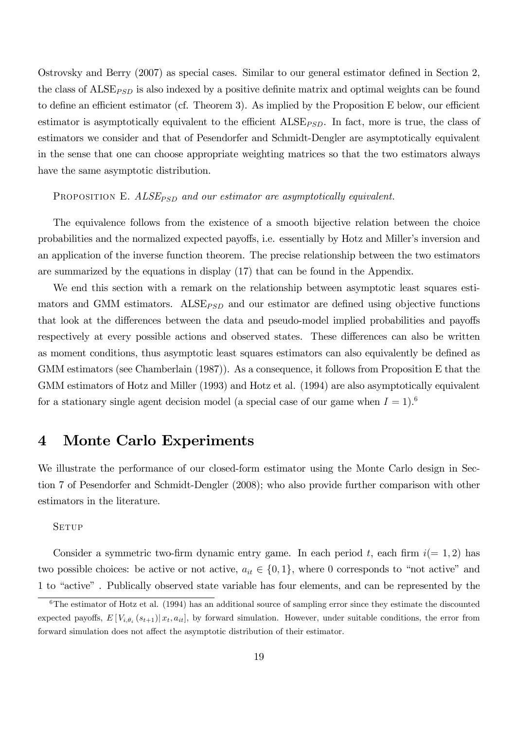Ostrovsky and Berry (2007) as special cases. Similar to our general estimator defined in Section 2, the class of ALSE$_{PSD}$ is also indexed by a positive definite matrix and optimal weights can be found to define an efficient estimator (cf. Theorem 3). As implied by the Proposition E below, our efficient estimator is asymptotically equivalent to the efficient ALSE$_{PSD}$. In fact, more is true, the class of estimators we consider and that of Pesendorfer and Schmidt-Dengler are asymptotically equivalent in the sense that one can choose appropriate weighting matrices so that the two estimators always have the same asymptotic distribution.

PROPOSITION E. *ALSE$_{PSD}$ and our estimator are asymptotically equivalent.*

The equivalence follows from the existence of a smooth bijective relation between the choice probabilities and the normalized expected payoffs, i.e. essentially by Hotz and Miller's inversion and an application of the inverse function theorem. The precise relationship between the two estimators are summarized by the equations in display (17) that can be found in the Appendix.

We end this section with a remark on the relationship between asymptotic least squares estimators and GMM estimators. ALSE$_{PSD}$ and our estimator are defined using objective functions that look at the differences between the data and pseudo-model implied probabilities and payoffs respectively at every possible actions and observed states. These differences can also be written as moment conditions, thus asymptotic least squares estimators can also equivalently be defined as GMM estimators (see Chamberlain (1987)). As a consequence, it follows from Proposition E that the GMM estimators of Hotz and Miller (1993) and Hotz et al. (1994) are also asymptotically equivalent for a stationary single agent decision model (a special case of our game when $I = 1$).[6]

# 4 Monte Carlo Experiments

We illustrate the performance of our closed-form estimator using the Monte Carlo design in Section 7 of Pesendorfer and Schmidt-Dengler (2008); who also provide further comparison with other estimators in the literature.

SETUP

Consider a symmetric two-firm dynamic entry game. In each period $t$, each firm $i(= 1, 2)$ has two possible choices: be active or not active, $a_{it} \in \{0, 1\}$, where 0 corresponds to "not active" and 1 to "active" . Publically observed state variable has four elements, and can be represented by the

[6] The estimator of Hotz et al. (1994) has an additional source of sampling error since they estimate the discounted expected payoffs, $E[V_{i,\theta_i}(s_{t+1})|x_t, a_{it}]$, by forward simulation. However, under suitable conditions, the error from forward simulation does not affect the asymptotic distribution of their estimator.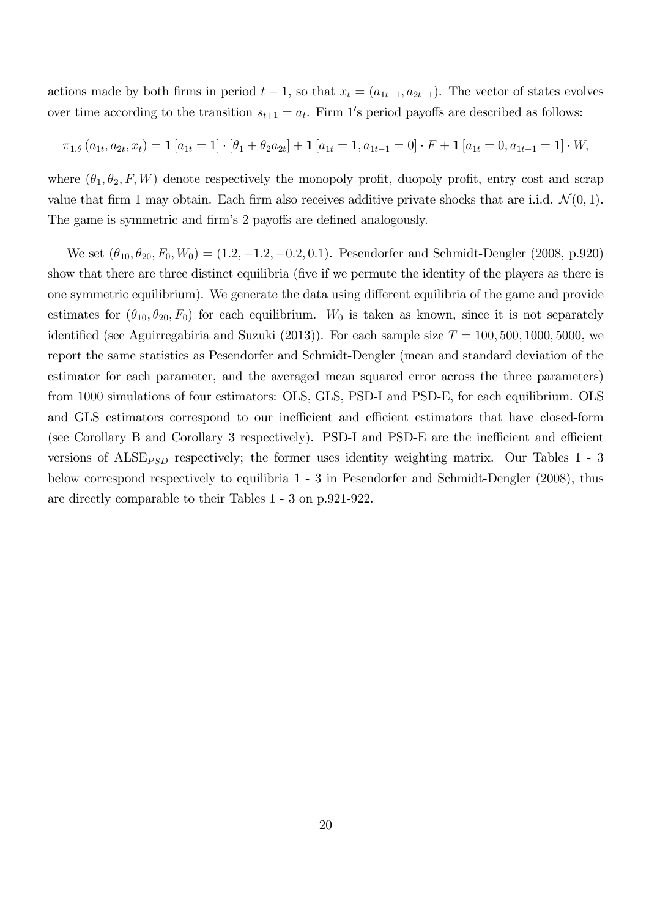actions made by both firms in period $t-1$, so that $x_t = (a_{1t-1}, a_{2t-1})$. The vector of states evolves over time according to the transition $s_{t+1} = a_t$. Firm $1'$s period payoffs are described as follows:

$$\pi_{1,\theta}(a_{1t}, a_{2t}, x_t) = \mathbf{1}[a_{1t} = 1] \cdot [\theta_1 + \theta_2 a_{2t}] + \mathbf{1}[a_{1t} = 1, a_{1t-1} = 0] \cdot F + \mathbf{1}[a_{1t} = 0, a_{1t-1} = 1] \cdot W,$$

where $(\theta_1, \theta_2, F, W)$ denote respectively the monopoly profit, duopoly profit, entry cost and scrap value that firm 1 may obtain. Each firm also receives additive private shocks that are i.i.d. $\mathcal{N}(0,1)$. The game is symmetric and firm's 2 payoffs are defined analogously.

We set $(\theta_{10}, \theta_{20}, F_0, W_0) = (1.2, -1.2, -0.2, 0.1)$. Pesendorfer and Schmidt-Dengler (2008, p.920) show that there are three distinct equilibria (five if we permute the identity of the players as there is one symmetric equilibrium). We generate the data using different equilibria of the game and provide estimates for $(\theta_{10}, \theta_{20}, F_0)$ for each equilibrium. $W_0$ is taken as known, since it is not separately identified (see Aguirregabiria and Suzuki (2013)). For each sample size $T = 100, 500, 1000, 5000$, we report the same statistics as Pesendorfer and Schmidt-Dengler (mean and standard deviation of the estimator for each parameter, and the averaged mean squared error across the three parameters) from 1000 simulations of four estimators: OLS, GLS, PSD-I and PSD-E, for each equilibrium. OLS and GLS estimators correspond to our inefficient and efficient estimators that have closed-form (see Corollary B and Corollary 3 respectively). PSD-I and PSD-E are the inefficient and efficient versions of $\text{ALSE}_{PSD}$ respectively; the former uses identity weighting matrix. Our Tables 1 - 3 below correspond respectively to equilibria 1 - 3 in Pesendorfer and Schmidt-Dengler (2008), thus are directly comparable to their Tables 1 - 3 on p.921-922.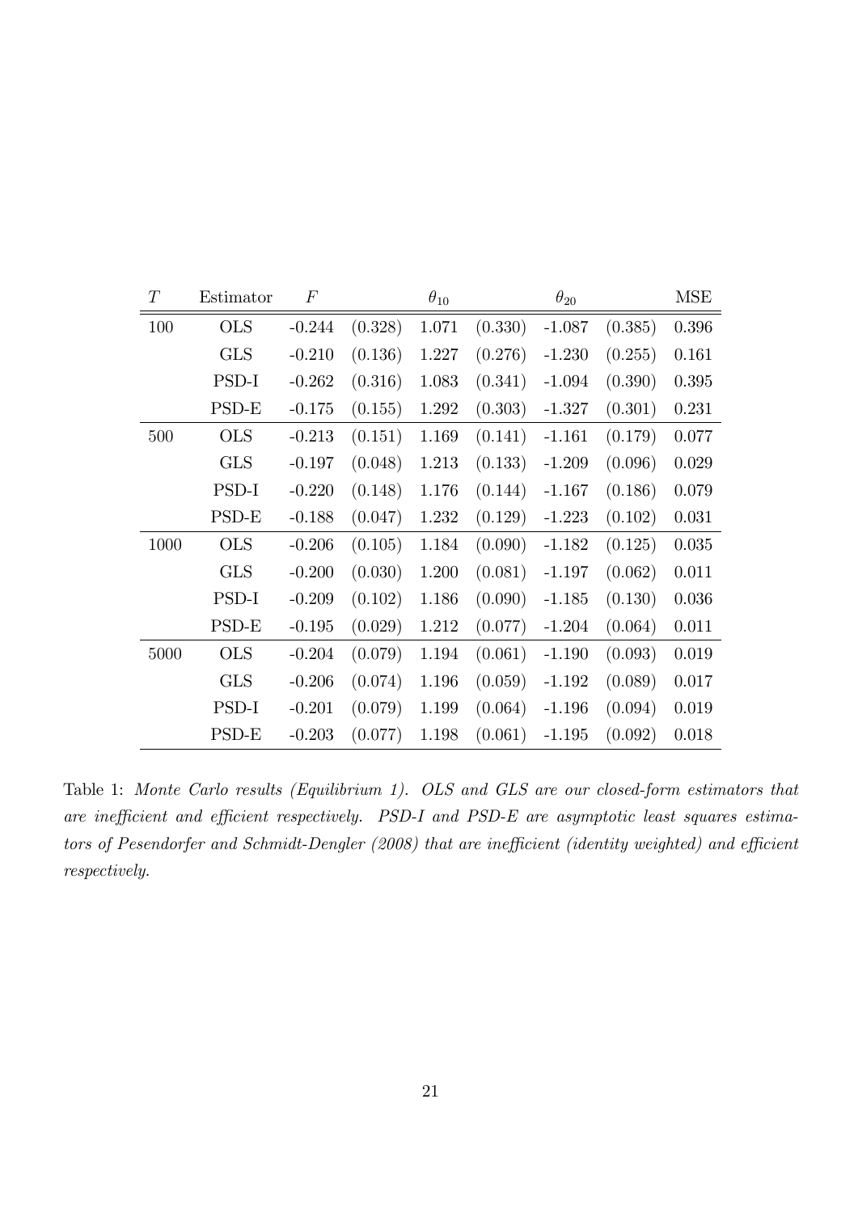| $T$ | Estimator | $F$ | | $\theta_{10}$ | | $\theta_{20}$ | | MSE |
|---|---|---|---|---|---|---|---|---|
| 100 | OLS | -0.244 | (0.328) | 1.071 | (0.330) | -1.087 | (0.385) | 0.396 |
| | GLS | -0.210 | (0.136) | 1.227 | (0.276) | -1.230 | (0.255) | 0.161 |
| | PSD-I | -0.262 | (0.316) | 1.083 | (0.341) | -1.094 | (0.390) | 0.395 |
| | PSD-E | -0.175 | (0.155) | 1.292 | (0.303) | -1.327 | (0.301) | 0.231 |
| 500 | OLS | -0.213 | (0.151) | 1.169 | (0.141) | -1.161 | (0.179) | 0.077 |
| | GLS | -0.197 | (0.048) | 1.213 | (0.133) | -1.209 | (0.096) | 0.029 |
| | PSD-I | -0.220 | (0.148) | 1.176 | (0.144) | -1.167 | (0.186) | 0.079 |
| | PSD-E | -0.188 | (0.047) | 1.232 | (0.129) | -1.223 | (0.102) | 0.031 |
| 1000 | OLS | -0.206 | (0.105) | 1.184 | (0.090) | -1.182 | (0.125) | 0.035 |
| | GLS | -0.200 | (0.030) | 1.200 | (0.081) | -1.197 | (0.062) | 0.011 |
| | PSD-I | -0.209 | (0.102) | 1.186 | (0.090) | -1.185 | (0.130) | 0.036 |
| | PSD-E | -0.195 | (0.029) | 1.212 | (0.077) | -1.204 | (0.064) | 0.011 |
| 5000 | OLS | -0.204 | (0.079) | 1.194 | (0.061) | -1.190 | (0.093) | 0.019 |
| | GLS | -0.206 | (0.074) | 1.196 | (0.059) | -1.192 | (0.089) | 0.017 |
| | PSD-I | -0.201 | (0.079) | 1.199 | (0.064) | -1.196 | (0.094) | 0.019 |
| | PSD-E | -0.203 | (0.077) | 1.198 | (0.061) | -1.195 | (0.092) | 0.018 |

Table 1: *Monte Carlo results (Equilibrium 1). OLS and GLS are our closed-form estimators that are inefficient and efficient respectively. PSD-I and PSD-E are asymptotic least squares estimators of Pesendorfer and Schmidt-Dengler (2008) that are inefficient (identity weighted) and efficient respectively.*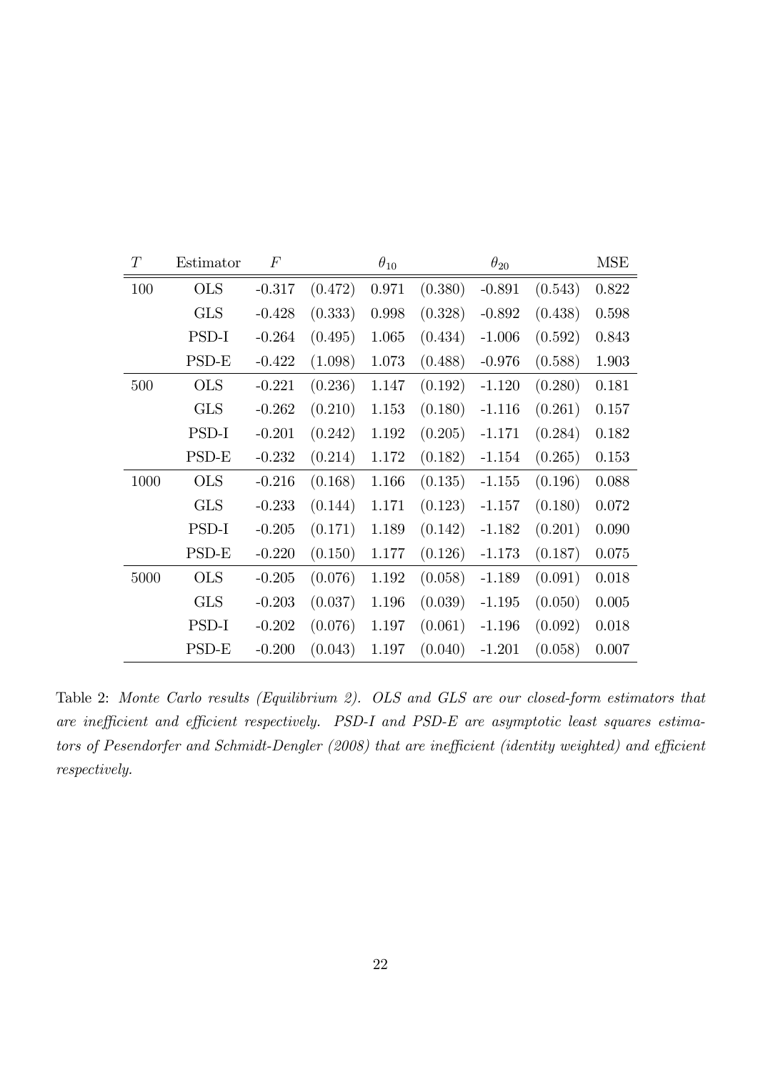| $T$ | Estimator | $F$ | | $\theta_{10}$ | | $\theta_{20}$ | | MSE |
|---|---|---|---|---|---|---|---|---|
| 100 | OLS | -0.317 | (0.472) | 0.971 | (0.380) | -0.891 | (0.543) | 0.822 |
| | GLS | -0.428 | (0.333) | 0.998 | (0.328) | -0.892 | (0.438) | 0.598 |
| | PSD-I | -0.264 | (0.495) | 1.065 | (0.434) | -1.006 | (0.592) | 0.843 |
| | PSD-E | -0.422 | (1.098) | 1.073 | (0.488) | -0.976 | (0.588) | 1.903 |
| 500 | OLS | -0.221 | (0.236) | 1.147 | (0.192) | -1.120 | (0.280) | 0.181 |
| | GLS | -0.262 | (0.210) | 1.153 | (0.180) | -1.116 | (0.261) | 0.157 |
| | PSD-I | -0.201 | (0.242) | 1.192 | (0.205) | -1.171 | (0.284) | 0.182 |
| | PSD-E | -0.232 | (0.214) | 1.172 | (0.182) | -1.154 | (0.265) | 0.153 |
| 1000 | OLS | -0.216 | (0.168) | 1.166 | (0.135) | -1.155 | (0.196) | 0.088 |
| | GLS | -0.233 | (0.144) | 1.171 | (0.123) | -1.157 | (0.180) | 0.072 |
| | PSD-I | -0.205 | (0.171) | 1.189 | (0.142) | -1.182 | (0.201) | 0.090 |
| | PSD-E | -0.220 | (0.150) | 1.177 | (0.126) | -1.173 | (0.187) | 0.075 |
| 5000 | OLS | -0.205 | (0.076) | 1.192 | (0.058) | -1.189 | (0.091) | 0.018 |
| | GLS | -0.203 | (0.037) | 1.196 | (0.039) | -1.195 | (0.050) | 0.005 |
| | PSD-I | -0.202 | (0.076) | 1.197 | (0.061) | -1.196 | (0.092) | 0.018 |
| | PSD-E | -0.200 | (0.043) | 1.197 | (0.040) | -1.201 | (0.058) | 0.007 |

Table 2: *Monte Carlo results (Equilibrium 2). OLS and GLS are our closed-form estimators that are inefficient and efficient respectively. PSD-I and PSD-E are asymptotic least squares estimators of Pesendorfer and Schmidt-Dengler (2008) that are inefficient (identity weighted) and efficient respectively.*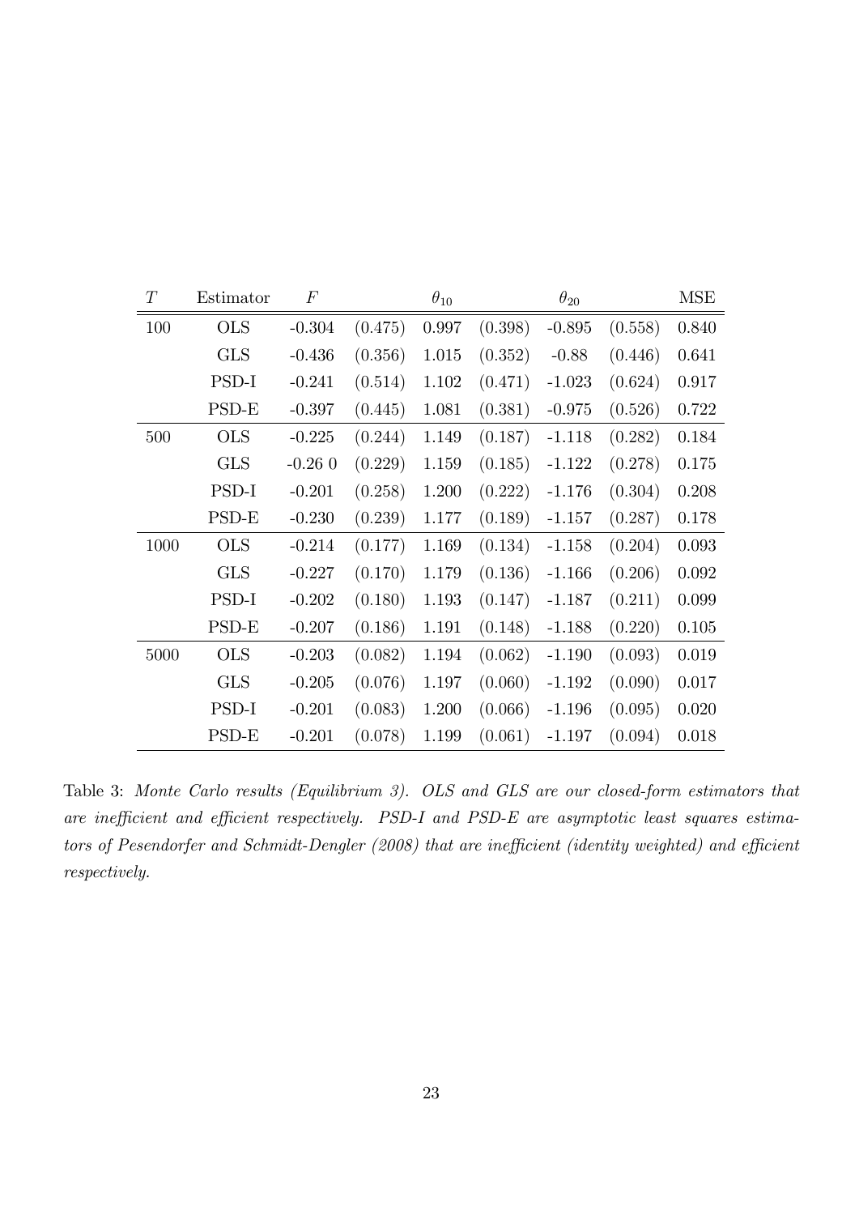| $T$ | Estimator | $F$ | | $\theta_{10}$ | | $\theta_{20}$ | | MSE |
|---|---|---|---|---|---|---|---|---|
| 100 | OLS | -0.304 | (0.475) | 0.997 | (0.398) | -0.895 | (0.558) | 0.840 |
| | GLS | -0.436 | (0.356) | 1.015 | (0.352) | -0.88 | (0.446) | 0.641 |
| | PSD-I | -0.241 | (0.514) | 1.102 | (0.471) | -1.023 | (0.624) | 0.917 |
| | PSD-E | -0.397 | (0.445) | 1.081 | (0.381) | -0.975 | (0.526) | 0.722 |
| 500 | OLS | -0.225 | (0.244) | 1.149 | (0.187) | -1.118 | (0.282) | 0.184 |
| | GLS | -0.26 0 | (0.229) | 1.159 | (0.185) | -1.122 | (0.278) | 0.175 |
| | PSD-I | -0.201 | (0.258) | 1.200 | (0.222) | -1.176 | (0.304) | 0.208 |
| | PSD-E | -0.230 | (0.239) | 1.177 | (0.189) | -1.157 | (0.287) | 0.178 |
| 1000 | OLS | -0.214 | (0.177) | 1.169 | (0.134) | -1.158 | (0.204) | 0.093 |
| | GLS | -0.227 | (0.170) | 1.179 | (0.136) | -1.166 | (0.206) | 0.092 |
| | PSD-I | -0.202 | (0.180) | 1.193 | (0.147) | -1.187 | (0.211) | 0.099 |
| | PSD-E | -0.207 | (0.186) | 1.191 | (0.148) | -1.188 | (0.220) | 0.105 |
| 5000 | OLS | -0.203 | (0.082) | 1.194 | (0.062) | -1.190 | (0.093) | 0.019 |
| | GLS | -0.205 | (0.076) | 1.197 | (0.060) | -1.192 | (0.090) | 0.017 |
| | PSD-I | -0.201 | (0.083) | 1.200 | (0.066) | -1.196 | (0.095) | 0.020 |
| | PSD-E | -0.201 | (0.078) | 1.199 | (0.061) | -1.197 | (0.094) | 0.018 |

Table 3: *Monte Carlo results (Equilibrium 3). OLS and GLS are our closed-form estimators that are inefficient and efficient respectively. PSD-I and PSD-E are asymptotic least squares estimators of Pesendorfer and Schmidt-Dengler (2008) that are inefficient (identity weighted) and efficient respectively.*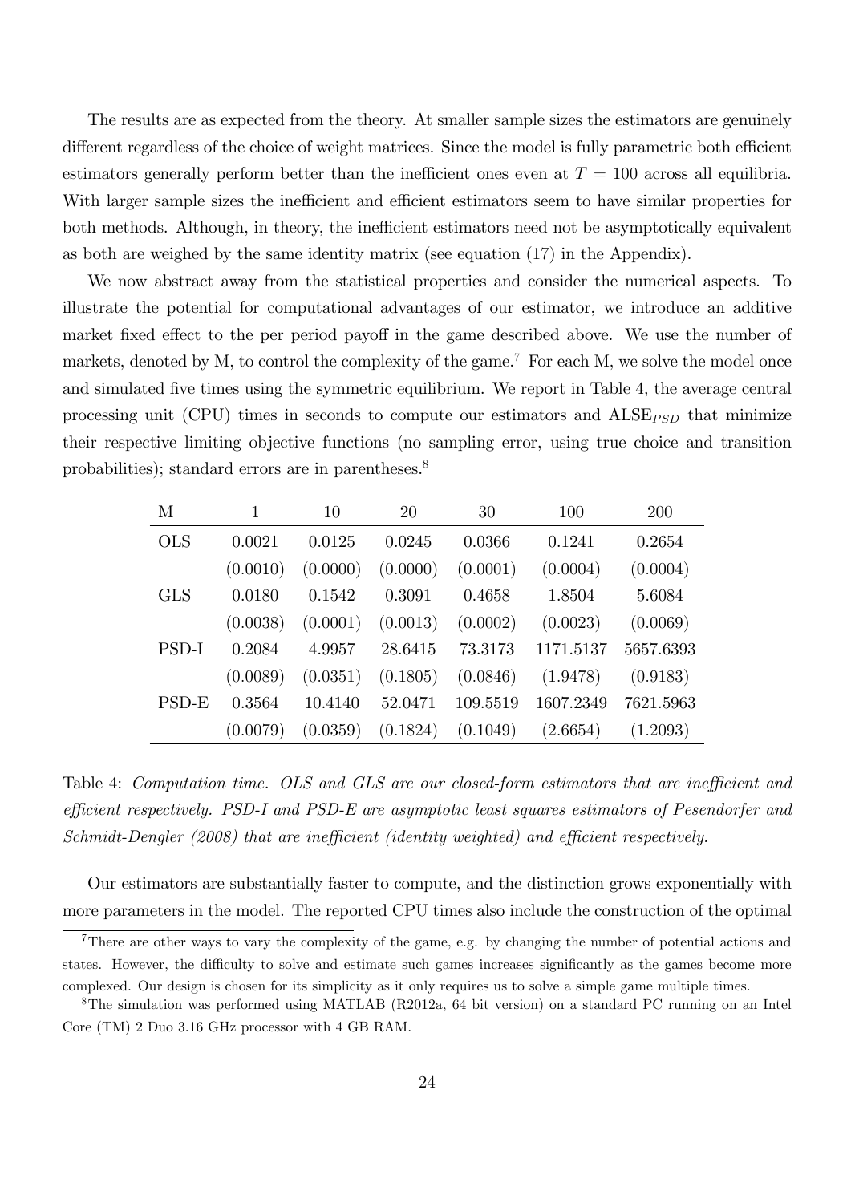The results are as expected from the theory. At smaller sample sizes the estimators are genuinely different regardless of the choice of weight matrices. Since the model is fully parametric both efficient estimators generally perform better than the inefficient ones even at $T = 100$ across all equilibria. With larger sample sizes the inefficient and efficient estimators seem to have similar properties for both methods. Although, in theory, the inefficient estimators need not be asymptotically equivalent as both are weighed by the same identity matrix (see equation (17) in the Appendix).

We now abstract away from the statistical properties and consider the numerical aspects. To illustrate the potential for computational advantages of our estimator, we introduce an additive market fixed effect to the per period payoff in the game described above. We use the number of markets, denoted by M, to control the complexity of the game.[7] For each M, we solve the model once and simulated five times using the symmetric equilibrium. We report in Table 4, the average central processing unit (CPU) times in seconds to compute our estimators and $\text{ALSE}_{PSD}$ that minimize their respective limiting objective functions (no sampling error, using true choice and transition probabilities); standard errors are in parentheses.[8]

| M | 1 | 10 | 20 | 30 | 100 | 200 |
|---|---|---|---|---|---|---|
| OLS | 0.0021 | 0.0125 | 0.0245 | 0.0366 | 0.1241 | 0.2654 |
| | (0.0010) | (0.0000) | (0.0000) | (0.0001) | (0.0004) | (0.0004) |
| GLS | 0.0180 | 0.1542 | 0.3091 | 0.4658 | 1.8504 | 5.6084 |
| | (0.0038) | (0.0001) | (0.0013) | (0.0002) | (0.0023) | (0.0069) |
| PSD-I | 0.2084 | 4.9957 | 28.6415 | 73.3173 | 1171.5137 | 5657.6393 |
| | (0.0089) | (0.0351) | (0.1805) | (0.0846) | (1.9478) | (0.9183) |
| PSD-E | 0.3564 | 10.4140 | 52.0471 | 109.5519 | 1607.2349 | 7621.5963 |
| | (0.0079) | (0.0359) | (0.1824) | (0.1049) | (2.6654) | (1.2093) |

Table 4: *Computation time. OLS and GLS are our closed-form estimators that are inefficient and efficient respectively. PSD-I and PSD-E are asymptotic least squares estimators of Pesendorfer and Schmidt-Dengler (2008) that are inefficient (identity weighted) and efficient respectively.*

Our estimators are substantially faster to compute, and the distinction grows exponentially with more parameters in the model. The reported CPU times also include the construction of the optimal

[7] There are other ways to vary the complexity of the game, e.g. by changing the number of potential actions and states. However, the difficulty to solve and estimate such games increases significantly as the games become more complexed. Our design is chosen for its simplicity as it only requires us to solve a simple game multiple times.

[8] The simulation was performed using MATLAB (R2012a, 64 bit version) on a standard PC running on an Intel Core (TM) 2 Duo 3.16 GHz processor with 4 GB RAM.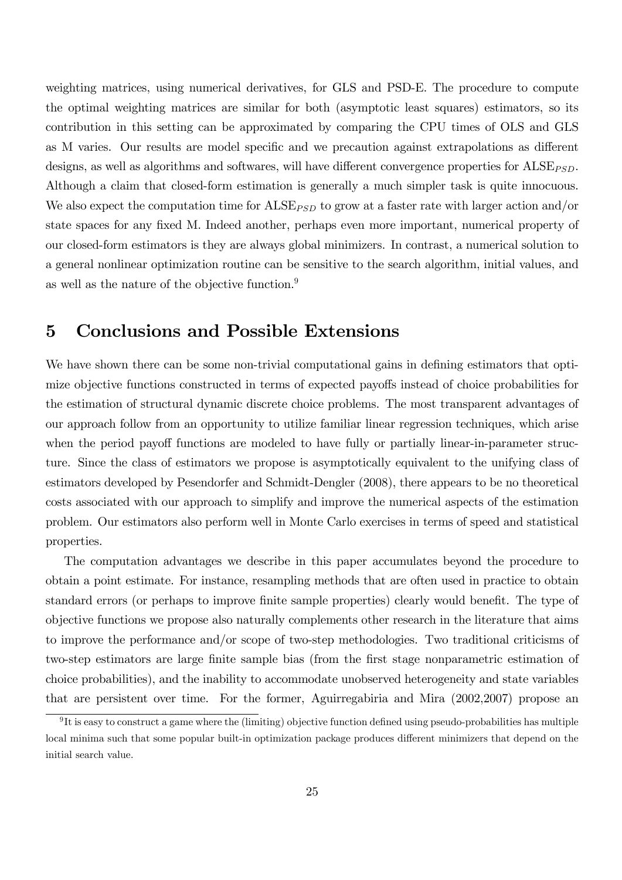weighting matrices, using numerical derivatives, for GLS and PSD-E. The procedure to compute the optimal weighting matrices are similar for both (asymptotic least squares) estimators, so its contribution in this setting can be approximated by comparing the CPU times of OLS and GLS as M varies. Our results are model specific and we precaution against extrapolations as different designs, as well as algorithms and softwares, will have different convergence properties for $\text{ALSE}_{PSD}$. Although a claim that closed-form estimation is generally a much simpler task is quite innocuous. We also expect the computation time for $\text{ALSE}_{PSD}$ to grow at a faster rate with larger action and/or state spaces for any fixed M. Indeed another, perhaps even more important, numerical property of our closed-form estimators is they are always global minimizers. In contrast, a numerical solution to a general nonlinear optimization routine can be sensitive to the search algorithm, initial values, and as well as the nature of the objective function.[9]

# 5 Conclusions and Possible Extensions

We have shown there can be some non-trivial computational gains in defining estimators that optimize objective functions constructed in terms of expected payoffs instead of choice probabilities for the estimation of structural dynamic discrete choice problems. The most transparent advantages of our approach follow from an opportunity to utilize familiar linear regression techniques, which arise when the period payoff functions are modeled to have fully or partially linear-in-parameter structure. Since the class of estimators we propose is asymptotically equivalent to the unifying class of estimators developed by Pesendorfer and Schmidt-Dengler (2008), there appears to be no theoretical costs associated with our approach to simplify and improve the numerical aspects of the estimation problem. Our estimators also perform well in Monte Carlo exercises in terms of speed and statistical properties.

The computation advantages we describe in this paper accumulates beyond the procedure to obtain a point estimate. For instance, resampling methods that are often used in practice to obtain standard errors (or perhaps to improve finite sample properties) clearly would benefit. The type of objective functions we propose also naturally complements other research in the literature that aims to improve the performance and/or scope of two-step methodologies. Two traditional criticisms of two-step estimators are large finite sample bias (from the first stage nonparametric estimation of choice probabilities), and the inability to accommodate unobserved heterogeneity and state variables that are persistent over time. For the former, Aguirregabiria and Mira (2002,2007) propose an

[9] It is easy to construct a game where the (limiting) objective function defined using pseudo-probabilities has multiple local minima such that some popular built-in optimization package produces different minimizers that depend on the initial search value.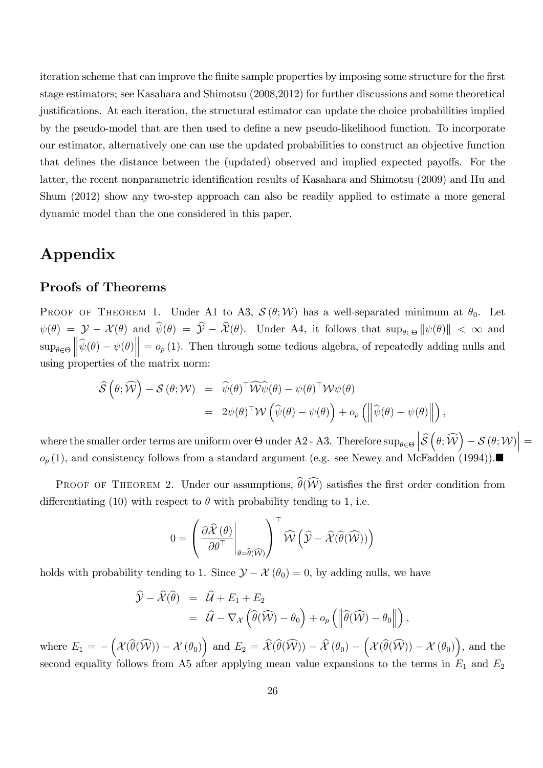iteration scheme that can improve the finite sample properties by imposing some structure for the first stage estimators; see Kasahara and Shimotsu (2008,2012) for further discussions and some theoretical justifications. At each iteration, the structural estimator can update the choice probabilities implied by the pseudo-model that are then used to define a new pseudo-likelihood function. To incorporate our estimator, alternatively one can use the updated probabilities to construct an objective function that defines the distance between the (updated) observed and implied expected payoffs. For the latter, the recent nonparametric identification results of Kasahara and Shimotsu (2009) and Hu and Shum (2012) show any two-step approach can also be readily applied to estimate a more general dynamic model than the one considered in this paper.

# Appendix

## Proofs of Theorems

Proof of Theorem 1. Under A1 to A3, $\mathcal{S}(\theta;\mathcal{W})$ has a well-separated minimum at $\theta_0$. Let $\psi(\theta) = \mathcal{Y} - \mathcal{X}(\theta)$ and $\widehat{\psi}(\theta) = \widehat{\mathcal{Y}} - \widehat{\mathcal{X}}(\theta)$. Under A4, it follows that $\sup_{\theta\in\Theta}\|\psi(\theta)\| < \infty$ and $\sup_{\theta\in\Theta}\left\|\widehat{\psi}(\theta) - \psi(\theta)\right\| = o_p(1)$. Then through some tedious algebra, of repeatedly adding nulls and using properties of the matrix norm:

$$
\begin{aligned}
\widehat{\mathcal{S}}\left(\theta;\widehat{\mathcal{W}}\right) - \mathcal{S}(\theta;\mathcal{W}) &= \widehat{\psi}(\theta)^\top\widehat{\mathcal{W}}\widehat{\psi}(\theta) - \psi(\theta)^\top\mathcal{W}\psi(\theta) \\
&= 2\psi(\theta)^\top\mathcal{W}\left(\widehat{\psi}(\theta) - \psi(\theta)\right) + o_p\left(\left\|\widehat{\psi}(\theta) - \psi(\theta)\right\|\right),
\end{aligned}
$$

where the smaller order terms are uniform over $\Theta$ under A2 - A3. Therefore $\sup_{\theta\in\Theta}\left|\widehat{\mathcal{S}}\left(\theta;\widehat{\mathcal{W}}\right) - \mathcal{S}(\theta;\mathcal{W})\right| = o_p(1)$, and consistency follows from a standard argument (e.g. see Newey and McFadden (1994)).■

Proof of Theorem 2. Under our assumptions, $\widehat{\theta}(\widehat{\mathcal{W}})$ satisfies the first order condition from differentiating (10) with respect to $\theta$ with probability tending to 1, i.e.

$$
0 = \left(\left.\frac{\partial\widehat{\mathcal{X}}(\theta)}{\partial\theta^\top}\right|_{\theta=\widehat{\theta}(\widehat{\mathcal{W}})}\right)^\top\widehat{\mathcal{W}}\left(\widehat{\mathcal{Y}} - \widehat{\mathcal{X}}(\widehat{\theta}(\widehat{\mathcal{W}}))\right)
$$

holds with probability tending to 1. Since $\mathcal{Y} - \mathcal{X}(\theta_0) = 0$, by adding nulls, we have

$$
\begin{aligned}
\widehat{\mathcal{Y}} - \widehat{\mathcal{X}}(\widehat{\theta}) &= \widehat{\mathcal{U}} + E_1 + E_2 \\
&= \widehat{\mathcal{U}} - \nabla_{\mathcal{X}}\left(\widehat{\theta}(\widehat{\mathcal{W}}) - \theta_0\right) + o_p\left(\left\|\widehat{\theta}(\widehat{\mathcal{W}}) - \theta_0\right\|\right),
\end{aligned}
$$

where $E_1 = -\left(\mathcal{X}(\widehat{\theta}(\widehat{\mathcal{W}})) - \mathcal{X}(\theta_0)\right)$ and $E_2 = \widehat{\mathcal{X}}(\widehat{\theta}(\widehat{\mathcal{W}})) - \widehat{\mathcal{X}}(\theta_0) - \left(\mathcal{X}(\widehat{\theta}(\widehat{\mathcal{W}})) - \mathcal{X}(\theta_0)\right)$, and the second equality follows from A5 after applying mean value expansions to the terms in $E_1$ and $E_2$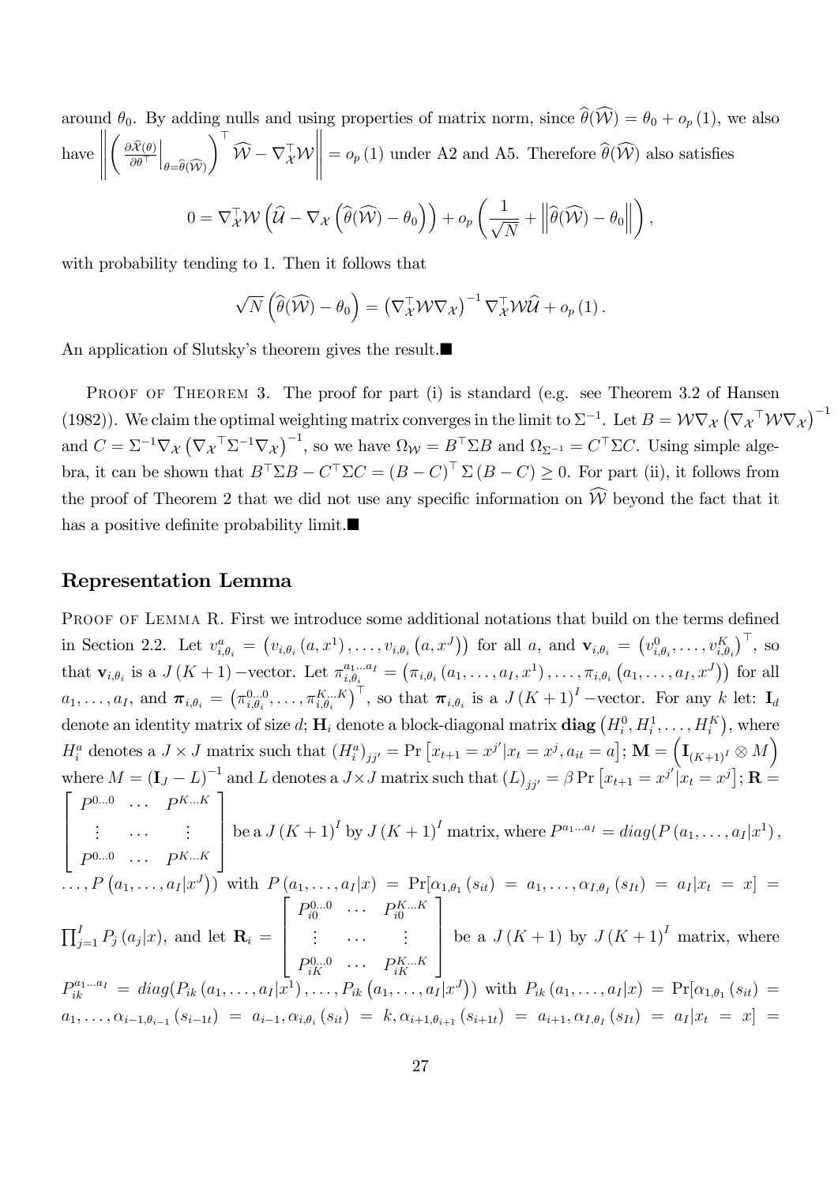around $\theta_0$. By adding nulls and using properties of matrix norm, since $\widehat{\theta}(\widehat{\mathcal{W}}) = \theta_0 + o_p(1)$, we also have $\left\| \left( \frac{\partial \widehat{\mathcal{X}}(\theta)}{\partial \theta^\top}\Big|_{\theta=\widehat{\theta}(\widehat{\mathcal{W}})} \right)^\top \widehat{\mathcal{W}} - \nabla_{\mathcal{X}}^\top \mathcal{W} \right\| = o_p(1)$ under A2 and A5. Therefore $\widehat{\theta}(\widehat{\mathcal{W}})$ also satisfies

$$0 = \nabla_{\mathcal{X}}^\top \mathcal{W} \left( \widehat{\mathcal{U}} - \nabla_{\mathcal{X}} \left( \widehat{\theta}(\widehat{\mathcal{W}}) - \theta_0 \right) \right) + o_p \left( \frac{1}{\sqrt{N}} + \left\| \widehat{\theta}(\widehat{\mathcal{W}}) - \theta_0 \right\| \right),$$

with probability tending to 1. Then it follows that

$$\sqrt{N} \left( \widehat{\theta}(\widehat{\mathcal{W}}) - \theta_0 \right) = \left( \nabla_{\mathcal{X}}^\top \mathcal{W} \nabla_{\mathcal{X}} \right)^{-1} \nabla_{\mathcal{X}}^\top \mathcal{W} \widehat{\mathcal{U}} + o_p(1).$$

An application of Slutsky's theorem gives the result.■

Proof of Theorem 3. The proof for part (i) is standard (e.g. see Theorem 3.2 of Hansen (1982)). We claim the optimal weighting matrix converges in the limit to $\Sigma^{-1}$. Let $B = \mathcal{W}\nabla_{\mathcal{X}} \left( \nabla_{\mathcal{X}}{}^\top \mathcal{W} \nabla_{\mathcal{X}} \right)^{-1}$ and $C = \Sigma^{-1}\nabla_{\mathcal{X}} \left( \nabla_{\mathcal{X}}{}^\top \Sigma^{-1} \nabla_{\mathcal{X}} \right)^{-1}$, so we have $\Omega_{\mathcal{W}} = B^\top \Sigma B$ and $\Omega_{\Sigma^{-1}} = C^\top \Sigma C$. Using simple algebra, it can be shown that $B^\top \Sigma B - C^\top \Sigma C = (B - C)^\top \Sigma (B - C) \geq 0$. For part (ii), it follows from the proof of Theorem 2 that we did not use any specific information on $\widehat{\mathcal{W}}$ beyond the fact that it has a positive definite probability limit.■

## Representation Lemma

Proof of Lemma R. First we introduce some additional notations that build on the terms defined in Section 2.2. Let $v_{i,\theta_i}^a = \left( v_{i,\theta_i}(a, x^1), \ldots, v_{i,\theta_i}(a, x^J) \right)$ for all $a$, and $\mathbf{v}_{i,\theta_i} = \left( v_{i,\theta_i}^0, \ldots, v_{i,\theta_i}^K \right)^\top$, so that $\mathbf{v}_{i,\theta_i}$ is a $J(K+1)-$vector. Let $\pi_{i,\theta_i}^{a_1 \ldots a_I} = \left( \pi_{i,\theta_i}(a_1, \ldots, a_I, x^1), \ldots, \pi_{i,\theta_i}(a_1, \ldots, a_I, x^J) \right)$ for all $a_1, \ldots, a_I$, and $\boldsymbol{\pi}_{i,\theta_i} = \left( \pi_{i,\theta_i}^{0 \ldots 0}, \ldots, \pi_{i,\theta_i}^{K \ldots K} \right)^\top$, so that $\boldsymbol{\pi}_{i,\theta_i}$ is a $J(K+1)^I-$vector. For any $k$ let: $\mathbf{I}_d$ denote an identity matrix of size $d$; $\mathbf{H}_i$ denote a block-diagonal matrix $\mathbf{diag}\left( H_i^0, H_i^1, \ldots, H_i^K \right)$, where $H_i^a$ denotes a $J \times J$ matrix such that $(H_i^a)_{jj'} = \Pr\left[ x_{t+1} = x^{j'} | x_t = x^j, a_{it} = a \right]$; $\mathbf{M} = \left( \mathbf{I}_{(K+1)^I} \otimes M \right)$ where $M = (\mathbf{I}_J - L)^{-1}$ and $L$ denotes a $J \times J$ matrix such that $(L)_{jj'} = \beta \Pr\left[ x_{t+1} = x^{j'} | x_t = x^j \right]$; $\mathbf{R} = \begin{bmatrix} P^{0 \ldots 0} & \cdots & P^{K \ldots K} \\ \vdots & \cdots & \vdots \\ P^{0 \ldots 0} & \cdots & P^{K \ldots K} \end{bmatrix}$ be a $J(K+1)^I$ by $J(K+1)^I$ matrix, where $P^{a_1 \ldots a_I} = diag(P(a_1, \ldots, a_I | x^1), \ldots, P(a_1, \ldots, a_I | x^J))$ with $P(a_1, \ldots, a_I | x) = \Pr[\alpha_{1,\theta_1}(s_{it}) = a_1, \ldots, \alpha_{I,\theta_I}(s_{It}) = a_I | x_t = x] = \prod_{j=1}^I P_j(a_j | x)$, and let $\mathbf{R}_i = \begin{bmatrix} P_{i0}^{0 \ldots 0} & \cdots & P_{i0}^{K \ldots K} \\ \vdots & \cdots & \vdots \\ P_{iK}^{0 \ldots 0} & \cdots & P_{iK}^{K \ldots K} \end{bmatrix}$ be a $J(K+1)$ by $J(K+1)^I$ matrix, where $P_{ik}^{a_1 \ldots a_I} = diag(P_{ik}(a_1, \ldots, a_I | x^1), \ldots, P_{ik}(a_1, \ldots, a_I | x^J))$ with $P_{ik}(a_1, \ldots, a_I | x) = \Pr[\alpha_{1,\theta_1}(s_{it}) = a_1, \ldots, \alpha_{i-1,\theta_{i-1}}(s_{i-1t}) = a_{i-1}, \alpha_{i,\theta_i}(s_{it}) = k, \alpha_{i+1,\theta_{i+1}}(s_{i+1t}) = a_{i+1}, \alpha_{I,\theta_I}(s_{It}) = a_I | x_t = x] =$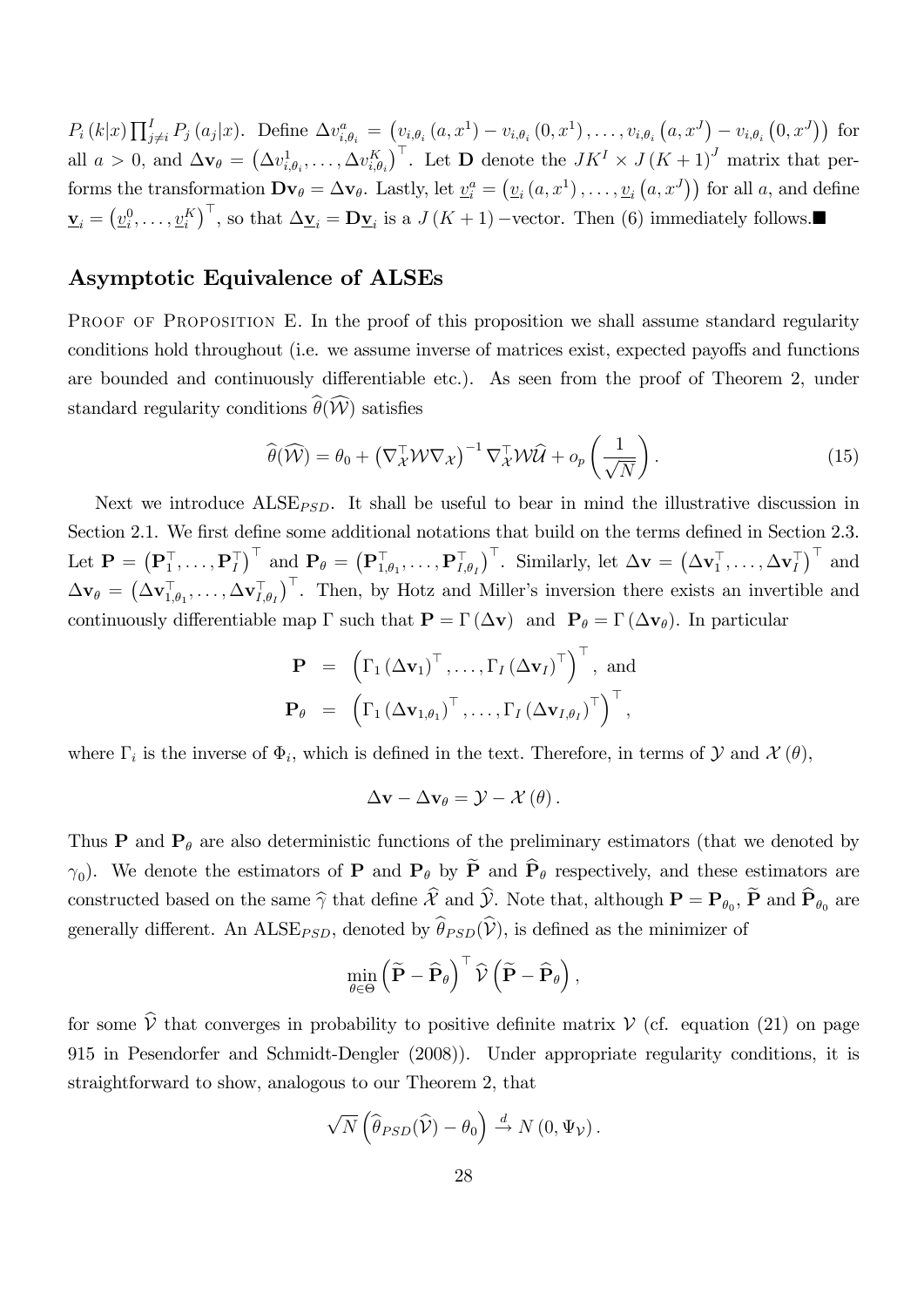$P_i(k|x)\prod_{j\neq i}^{I} P_j(a_j|x)$. Define $\Delta v_{i,\theta_i}^a = \left(v_{i,\theta_i}(a,x^1) - v_{i,\theta_i}(0,x^1), \ldots, v_{i,\theta_i}(a,x^J) - v_{i,\theta_i}(0,x^J)\right)$ for all $a > 0$, and $\Delta \mathbf{v}_\theta = \left(\Delta v_{i,\theta_i}^1, \ldots, \Delta v_{i,\theta_i}^K\right)^\top$. Let $\mathbf{D}$ denote the $JK^I \times J(K+1)^J$ matrix that performs the transformation $\mathbf{D}\mathbf{v}_\theta = \Delta \mathbf{v}_\theta$. Lastly, let $\underline{v}_i^a = \left(\underline{v}_i(a,x^1), \ldots, \underline{v}_i(a,x^J)\right)$ for all $a$, and define $\underline{\mathbf{v}}_i = \left(\underline{v}_i^0, \ldots, \underline{v}_i^K\right)^\top$, so that $\Delta \underline{\mathbf{v}}_i = \mathbf{D}\underline{\mathbf{v}}_i$ is a $J(K+1)$ −vector. Then (6) immediately follows.■

## Asymptotic Equivalence of ALSEs

PROOF OF PROPOSITION E. In the proof of this proposition we shall assume standard regularity conditions hold throughout (i.e. we assume inverse of matrices exist, expected payoffs and functions are bounded and continuously differentiable etc.). As seen from the proof of Theorem 2, under standard regularity conditions $\widehat{\theta}(\widehat{\mathcal{W}})$ satisfies

$$\widehat{\theta}(\widehat{\mathcal{W}}) = \theta_0 + \left(\nabla_{\mathcal{X}}^\top \mathcal{W} \nabla_{\mathcal{X}}\right)^{-1} \nabla_{\mathcal{X}}^\top \mathcal{W} \widehat{\mathcal{U}} + o_p\left(\frac{1}{\sqrt{N}}\right). \tag{15}$$

Next we introduce ALSE$_{PSD}$. It shall be useful to bear in mind the illustrative discussion in Section 2.1. We first define some additional notations that build on the terms defined in Section 2.3. Let $\mathbf{P} = \left(\mathbf{P}_1^\top, \ldots, \mathbf{P}_I^\top\right)^\top$ and $\mathbf{P}_\theta = \left(\mathbf{P}_{1,\theta_1}^\top, \ldots, \mathbf{P}_{I,\theta_I}^\top\right)^\top$. Similarly, let $\Delta \mathbf{v} = \left(\Delta \mathbf{v}_1^\top, \ldots, \Delta \mathbf{v}_I^\top\right)^\top$ and $\Delta \mathbf{v}_\theta = \left(\Delta \mathbf{v}_{1,\theta_1}^\top, \ldots, \Delta \mathbf{v}_{I,\theta_I}^\top\right)^\top$. Then, by Hotz and Miller's inversion there exists an invertible and continuously differentiable map $\Gamma$ such that $\mathbf{P} = \Gamma(\Delta \mathbf{v})$ and $\mathbf{P}_\theta = \Gamma(\Delta \mathbf{v}_\theta)$. In particular

$$\begin{aligned}
\mathbf{P} &= \left(\Gamma_1(\Delta \mathbf{v}_1)^\top, \ldots, \Gamma_I(\Delta \mathbf{v}_I)^\top\right)^\top, \text{ and} \\
\mathbf{P}_\theta &= \left(\Gamma_1(\Delta \mathbf{v}_{1,\theta_1})^\top, \ldots, \Gamma_I(\Delta \mathbf{v}_{I,\theta_I})^\top\right)^\top,
\end{aligned}$$

where $\Gamma_i$ is the inverse of $\Phi_i$, which is defined in the text. Therefore, in terms of $\mathcal{Y}$ and $\mathcal{X}(\theta)$,

$$\Delta \mathbf{v} - \Delta \mathbf{v}_\theta = \mathcal{Y} - \mathcal{X}(\theta).$$

Thus $\mathbf{P}$ and $\mathbf{P}_\theta$ are also deterministic functions of the preliminary estimators (that we denoted by $\gamma_0$). We denote the estimators of $\mathbf{P}$ and $\mathbf{P}_\theta$ by $\widetilde{\mathbf{P}}$ and $\widehat{\mathbf{P}}_\theta$ respectively, and these estimators are constructed based on the same $\widehat{\gamma}$ that define $\widehat{\mathcal{X}}$ and $\widehat{\mathcal{Y}}$. Note that, although $\mathbf{P} = \mathbf{P}_{\theta_0}$, $\widetilde{\mathbf{P}}$ and $\widehat{\mathbf{P}}_{\theta_0}$ are generally different. An ALSE$_{PSD}$, denoted by $\widehat{\theta}_{PSD}(\widehat{\mathcal{V}})$, is defined as the minimizer of

$$\min_{\theta \in \Theta} \left(\widetilde{\mathbf{P}} - \widehat{\mathbf{P}}_\theta\right)^\top \widehat{\mathcal{V}} \left(\widetilde{\mathbf{P}} - \widehat{\mathbf{P}}_\theta\right),$$

for some $\widehat{\mathcal{V}}$ that converges in probability to positive definite matrix $\mathcal{V}$ (cf. equation (21) on page 915 in Pesendorfer and Schmidt-Dengler (2008)). Under appropriate regularity conditions, it is straightforward to show, analogous to our Theorem 2, that

$$\sqrt{N}\left(\widehat{\theta}_{PSD}(\widehat{\mathcal{V}}) - \theta_0\right) \xrightarrow{d} N\left(0, \Psi_{\mathcal{V}}\right).$$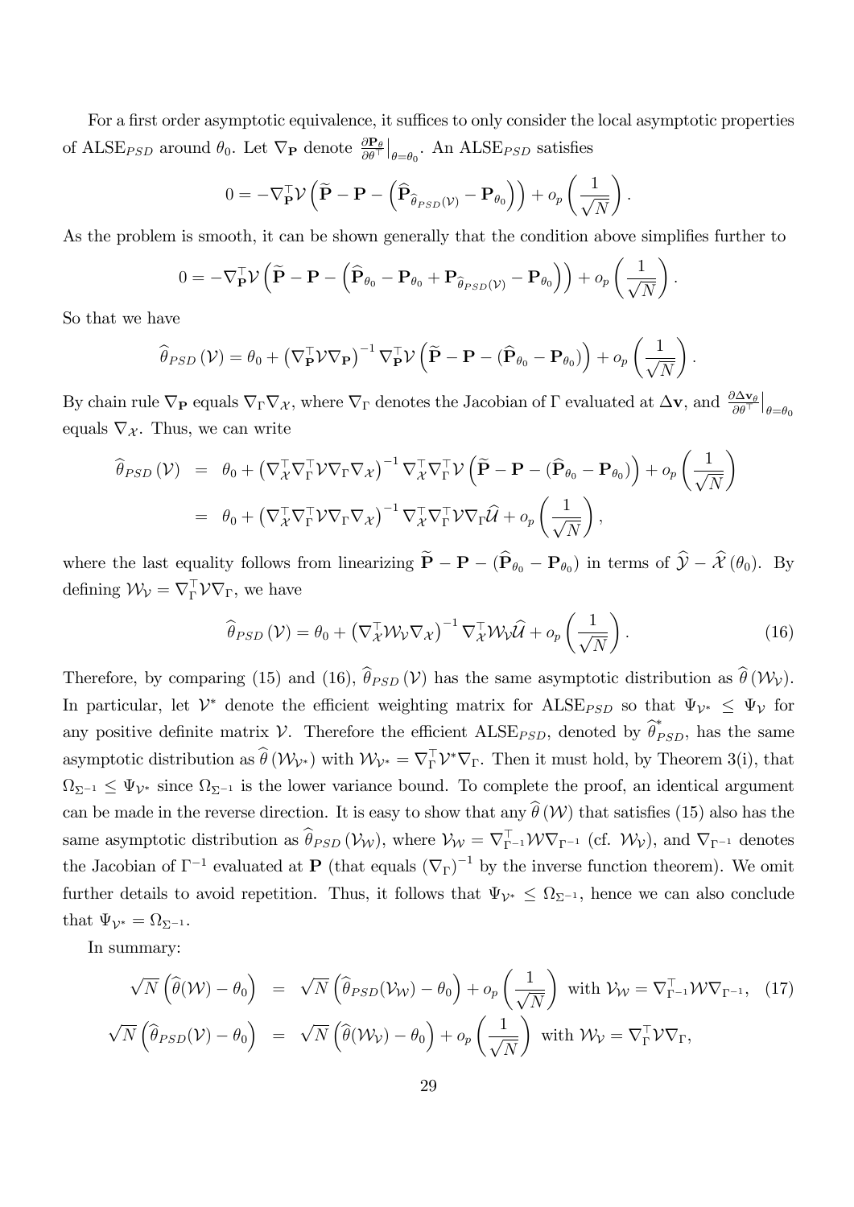For a first order asymptotic equivalence, it suffices to only consider the local asymptotic properties of ALSE$_{PSD}$ around $\theta_0$. Let $\nabla_{\mathbf{P}}$ denote $\frac{\partial \mathbf{P}_\theta}{\partial \theta^\top}\big|_{\theta=\theta_0}$. An ALSE$_{PSD}$ satisfies

$$0 = -\nabla_{\mathbf{P}}^\top \mathcal{V}\left(\widetilde{\mathbf{P}} - \mathbf{P} - \left(\widehat{\mathbf{P}}_{\widehat{\theta}_{PSD}(\mathcal{V})} - \mathbf{P}_{\theta_0}\right)\right) + o_p\left(\frac{1}{\sqrt{N}}\right).$$

As the problem is smooth, it can be shown generally that the condition above simplifies further to

$$0 = -\nabla_{\mathbf{P}}^\top \mathcal{V}\left(\widetilde{\mathbf{P}} - \mathbf{P} - \left(\widehat{\mathbf{P}}_{\theta_0} - \mathbf{P}_{\theta_0} + \mathbf{P}_{\widehat{\theta}_{PSD}(\mathcal{V})} - \mathbf{P}_{\theta_0}\right)\right) + o_p\left(\frac{1}{\sqrt{N}}\right).$$

So that we have

$$\widehat{\theta}_{PSD}(\mathcal{V}) = \theta_0 + \left(\nabla_{\mathbf{P}}^\top \mathcal{V}\nabla_{\mathbf{P}}\right)^{-1}\nabla_{\mathbf{P}}^\top \mathcal{V}\left(\widetilde{\mathbf{P}} - \mathbf{P} - (\widehat{\mathbf{P}}_{\theta_0} - \mathbf{P}_{\theta_0})\right) + o_p\left(\frac{1}{\sqrt{N}}\right).$$

By chain rule $\nabla_{\mathbf{P}}$ equals $\nabla_\Gamma \nabla_\mathcal{X}$, where $\nabla_\Gamma$ denotes the Jacobian of $\Gamma$ evaluated at $\Delta \mathbf{v}$, and $\frac{\partial \Delta \mathbf{v}_\theta}{\partial \theta^\top}\big|_{\theta=\theta_0}$ equals $\nabla_\mathcal{X}$. Thus, we can write

$$\begin{aligned}
\widehat{\theta}_{PSD}(\mathcal{V}) &= \theta_0 + \left(\nabla_\mathcal{X}^\top \nabla_\Gamma^\top \mathcal{V}\nabla_\Gamma \nabla_\mathcal{X}\right)^{-1}\nabla_\mathcal{X}^\top \nabla_\Gamma^\top \mathcal{V}\left(\widetilde{\mathbf{P}} - \mathbf{P} - (\widehat{\mathbf{P}}_{\theta_0} - \mathbf{P}_{\theta_0})\right) + o_p\left(\frac{1}{\sqrt{N}}\right) \\
&= \theta_0 + \left(\nabla_\mathcal{X}^\top \nabla_\Gamma^\top \mathcal{V}\nabla_\Gamma \nabla_\mathcal{X}\right)^{-1}\nabla_\mathcal{X}^\top \nabla_\Gamma^\top \mathcal{V}\nabla_\Gamma \widehat{\mathcal{U}} + o_p\left(\frac{1}{\sqrt{N}}\right),
\end{aligned}$$

where the last equality follows from linearizing $\widetilde{\mathbf{P}} - \mathbf{P} - (\widehat{\mathbf{P}}_{\theta_0} - \mathbf{P}_{\theta_0})$ in terms of $\widehat{\mathcal{Y}} - \widehat{\mathcal{X}}(\theta_0)$. By defining $\mathcal{W}_\mathcal{V} = \nabla_\Gamma^\top \mathcal{V}\nabla_\Gamma$, we have

$$\widehat{\theta}_{PSD}(\mathcal{V}) = \theta_0 + \left(\nabla_\mathcal{X}^\top \mathcal{W}_\mathcal{V}\nabla_\mathcal{X}\right)^{-1}\nabla_\mathcal{X}^\top \mathcal{W}_\mathcal{V}\widehat{\mathcal{U}} + o_p\left(\frac{1}{\sqrt{N}}\right). \tag{16}$$

Therefore, by comparing (15) and (16), $\widehat{\theta}_{PSD}(\mathcal{V})$ has the same asymptotic distribution as $\widehat{\theta}(\mathcal{W}_\mathcal{V})$. In particular, let $\mathcal{V}^*$ denote the efficient weighting matrix for ALSE$_{PSD}$ so that $\Psi_{\mathcal{V}^*} \leq \Psi_\mathcal{V}$ for any positive definite matrix $\mathcal{V}$. Therefore the efficient ALSE$_{PSD}$, denoted by $\widehat{\theta}^*_{PSD}$, has the same asymptotic distribution as $\widehat{\theta}(\mathcal{W}_{\mathcal{V}^*})$ with $\mathcal{W}_{\mathcal{V}^*} = \nabla_\Gamma^\top \mathcal{V}^*\nabla_\Gamma$. Then it must hold, by Theorem 3(i), that $\Omega_{\Sigma^{-1}} \leq \Psi_{\mathcal{V}^*}$ since $\Omega_{\Sigma^{-1}}$ is the lower variance bound. To complete the proof, an identical argument can be made in the reverse direction. It is easy to show that any $\widehat{\theta}(\mathcal{W})$ that satisfies (15) also has the same asymptotic distribution as $\widehat{\theta}_{PSD}(\mathcal{V}_\mathcal{W})$, where $\mathcal{V}_\mathcal{W} = \nabla_{\Gamma^{-1}}^\top \mathcal{W}\nabla_{\Gamma^{-1}}$ (cf. $\mathcal{W}_\mathcal{V}$), and $\nabla_{\Gamma^{-1}}$ denotes the Jacobian of $\Gamma^{-1}$ evaluated at $\mathbf{P}$ (that equals $(\nabla_\Gamma)^{-1}$ by the inverse function theorem). We omit further details to avoid repetition. Thus, it follows that $\Psi_{\mathcal{V}^*} \leq \Omega_{\Sigma^{-1}}$, hence we can also conclude that $\Psi_{\mathcal{V}^*} = \Omega_{\Sigma^{-1}}$.

In summary:

$$\begin{aligned}
\sqrt{N}\left(\widehat{\theta}(\mathcal{W}) - \theta_0\right) &= \sqrt{N}\left(\widehat{\theta}_{PSD}(\mathcal{V}_\mathcal{W}) - \theta_0\right) + o_p\left(\frac{1}{\sqrt{N}}\right) \text{ with } \mathcal{V}_\mathcal{W} = \nabla_{\Gamma^{-1}}^\top \mathcal{W}\nabla_{\Gamma^{-1}}, \quad (17) \\
\sqrt{N}\left(\widehat{\theta}_{PSD}(\mathcal{V}) - \theta_0\right) &= \sqrt{N}\left(\widehat{\theta}(\mathcal{W}_\mathcal{V}) - \theta_0\right) + o_p\left(\frac{1}{\sqrt{N}}\right) \text{ with } \mathcal{W}_\mathcal{V} = \nabla_\Gamma^\top \mathcal{V}\nabla_\Gamma,
\end{aligned}$$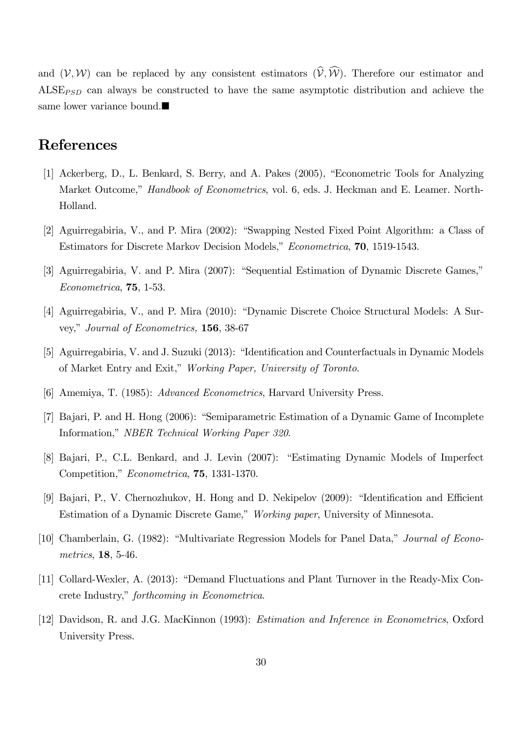and $(\mathcal{V}, \mathcal{W})$ can be replaced by any consistent estimators $(\widehat{\mathcal{V}}, \widehat{\mathcal{W}})$. Therefore our estimator and $\text{ALSE}_{PSD}$ can always be constructed to have the same asymptotic distribution and achieve the same lower variance bound.■

# References

[1] Ackerberg, D., L. Benkard, S. Berry, and A. Pakes (2005), "Econometric Tools for Analyzing Market Outcome," *Handbook of Econometrics*, vol. 6, eds. J. Heckman and E. Leamer. North-Holland.

[2] Aguirregabiria, V., and P. Mira (2002): "Swapping Nested Fixed Point Algorithm: a Class of Estimators for Discrete Markov Decision Models," *Econometrica*, **70**, 1519-1543.

[3] Aguirregabiria, V. and P. Mira (2007): "Sequential Estimation of Dynamic Discrete Games," *Econometrica*, **75**, 1-53.

[4] Aguirregabiria, V., and P. Mira (2010): "Dynamic Discrete Choice Structural Models: A Survey," *Journal of Econometrics,* **156**, 38-67

[5] Aguirregabiria, V. and J. Suzuki (2013): "Identification and Counterfactuals in Dynamic Models of Market Entry and Exit," *Working Paper, University of Toronto*.

[6] Amemiya, T. (1985): *Advanced Econometrics*, Harvard University Press.

[7] Bajari, P. and H. Hong (2006): "Semiparametric Estimation of a Dynamic Game of Incomplete Information," *NBER Technical Working Paper 320*.

[8] Bajari, P., C.L. Benkard, and J. Levin (2007): "Estimating Dynamic Models of Imperfect Competition," *Econometrica*, **75**, 1331-1370.

[9] Bajari, P., V. Chernozhukov, H. Hong and D. Nekipelov (2009): "Identification and Efficient Estimation of a Dynamic Discrete Game," *Working paper*, University of Minnesota.

[10] Chamberlain, G. (1982): "Multivariate Regression Models for Panel Data," *Journal of Econometrics*, **18**, 5-46.

[11] Collard-Wexler, A. (2013): "Demand Fluctuations and Plant Turnover in the Ready-Mix Concrete Industry," *forthcoming in Econometrica*.

[12] Davidson, R. and J.G. MacKinnon (1993): *Estimation and Inference in Econometrics*, Oxford University Press.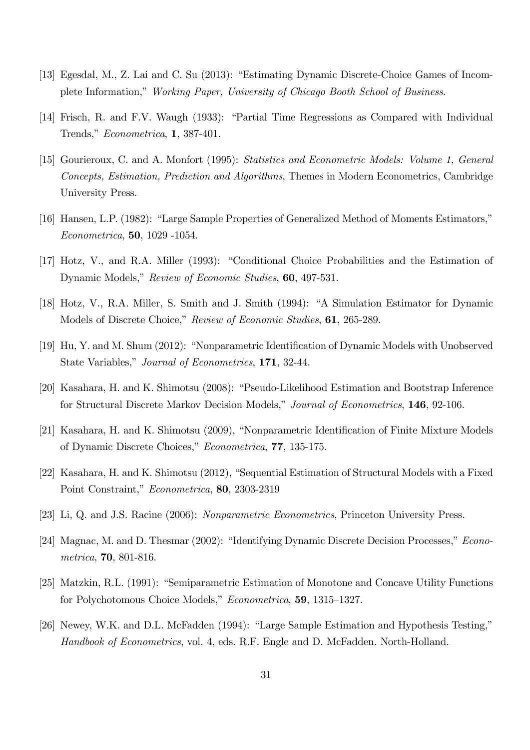[13] Egesdal, M., Z. Lai and C. Su (2013): "Estimating Dynamic Discrete-Choice Games of Incomplete Information," *Working Paper, University of Chicago Booth School of Business*.

[14] Frisch, R. and F.V. Waugh (1933): "Partial Time Regressions as Compared with Individual Trends," *Econometrica*, **1**, 387-401.

[15] Gourieroux, C. and A. Monfort (1995): *Statistics and Econometric Models: Volume 1, General Concepts, Estimation, Prediction and Algorithms*, Themes in Modern Econometrics, Cambridge University Press.

[16] Hansen, L.P. (1982): "Large Sample Properties of Generalized Method of Moments Estimators," *Econometrica*, **50**, 1029 -1054.

[17] Hotz, V., and R.A. Miller (1993): "Conditional Choice Probabilities and the Estimation of Dynamic Models," *Review of Economic Studies*, **60**, 497-531.

[18] Hotz, V., R.A. Miller, S. Smith and J. Smith (1994): "A Simulation Estimator for Dynamic Models of Discrete Choice," *Review of Economic Studies*, **61**, 265-289.

[19] Hu, Y. and M. Shum (2012): "Nonparametric Identification of Dynamic Models with Unobserved State Variables," *Journal of Econometrics*, **171**, 32-44.

[20] Kasahara, H. and K. Shimotsu (2008): "Pseudo-Likelihood Estimation and Bootstrap Inference for Structural Discrete Markov Decision Models," *Journal of Econometrics*, **146**, 92-106.

[21] Kasahara, H. and K. Shimotsu (2009), "Nonparametric Identification of Finite Mixture Models of Dynamic Discrete Choices," *Econometrica*, **77**, 135-175.

[22] Kasahara, H. and K. Shimotsu (2012), "Sequential Estimation of Structural Models with a Fixed Point Constraint," *Econometrica*, **80**, 2303-2319

[23] Li, Q. and J.S. Racine (2006): *Nonparametric Econometrics*, Princeton University Press.

[24] Magnac, M. and D. Thesmar (2002): "Identifying Dynamic Discrete Decision Processes," *Econometrica*, **70**, 801-816.

[25] Matzkin, R.L. (1991): "Semiparametric Estimation of Monotone and Concave Utility Functions for Polychotomous Choice Models," *Econometrica*, **59**, 1315–1327.

[26] Newey, W.K. and D.L. McFadden (1994): "Large Sample Estimation and Hypothesis Testing," *Handbook of Econometrics*, vol. 4, eds. R.F. Engle and D. McFadden. North-Holland.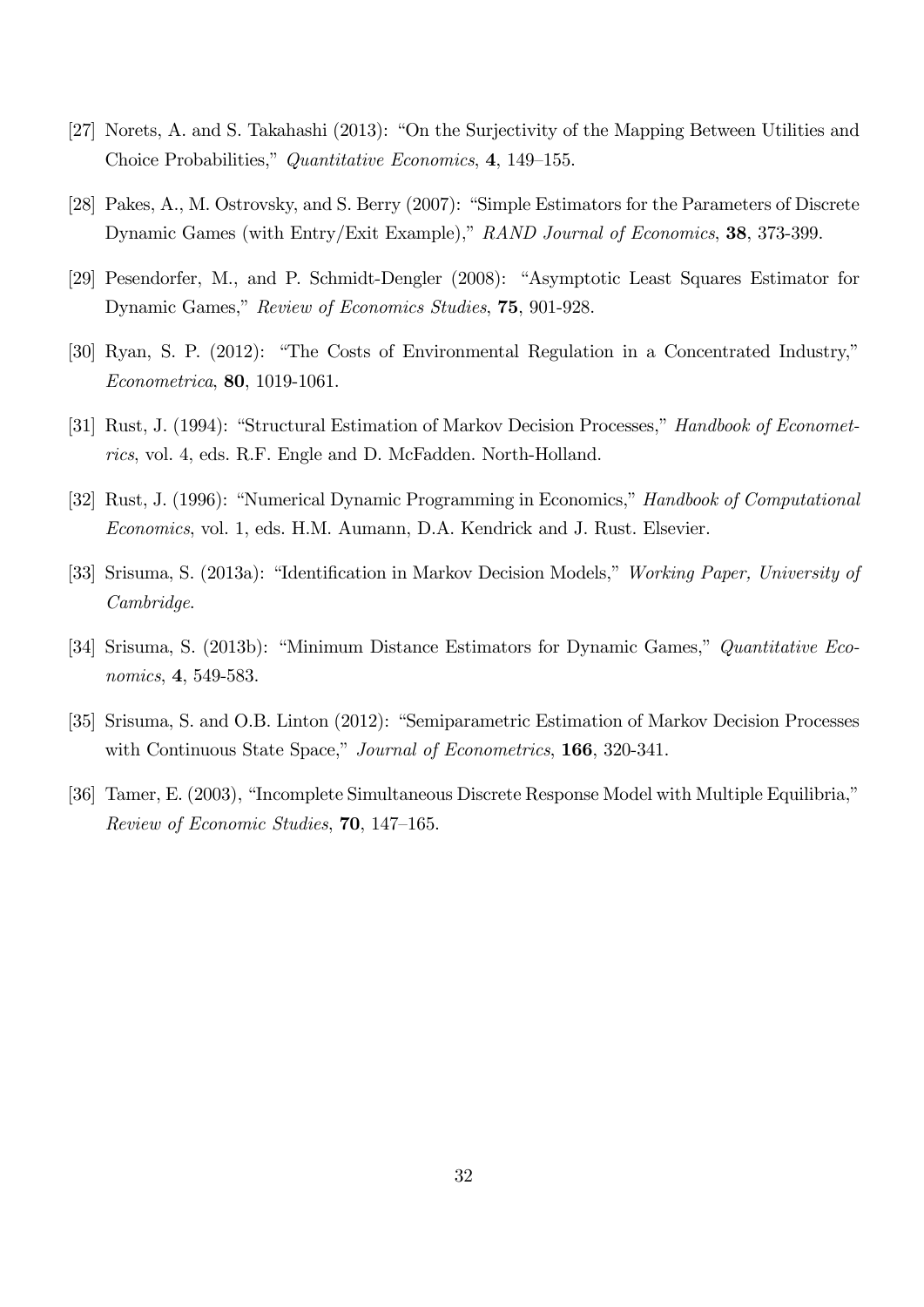[27] Norets, A. and S. Takahashi (2013): "On the Surjectivity of the Mapping Between Utilities and Choice Probabilities," *Quantitative Economics*, **4**, 149–155.

[28] Pakes, A., M. Ostrovsky, and S. Berry (2007): "Simple Estimators for the Parameters of Discrete Dynamic Games (with Entry/Exit Example)," *RAND Journal of Economics*, **38**, 373-399.

[29] Pesendorfer, M., and P. Schmidt-Dengler (2008): "Asymptotic Least Squares Estimator for Dynamic Games," *Review of Economics Studies*, **75**, 901-928.

[30] Ryan, S. P. (2012): "The Costs of Environmental Regulation in a Concentrated Industry," *Econometrica*, **80**, 1019-1061.

[31] Rust, J. (1994): "Structural Estimation of Markov Decision Processes," *Handbook of Econometrics*, vol. 4, eds. R.F. Engle and D. McFadden. North-Holland.

[32] Rust, J. (1996): "Numerical Dynamic Programming in Economics," *Handbook of Computational Economics*, vol. 1, eds. H.M. Aumann, D.A. Kendrick and J. Rust. Elsevier.

[33] Srisuma, S. (2013a): "Identification in Markov Decision Models," *Working Paper, University of Cambridge.*

[34] Srisuma, S. (2013b): "Minimum Distance Estimators for Dynamic Games," *Quantitative Economics*, **4**, 549-583.

[35] Srisuma, S. and O.B. Linton (2012): "Semiparametric Estimation of Markov Decision Processes with Continuous State Space," *Journal of Econometrics*, **166**, 320-341.

[36] Tamer, E. (2003), "Incomplete Simultaneous Discrete Response Model with Multiple Equilibria," *Review of Economic Studies*, **70**, 147–165.